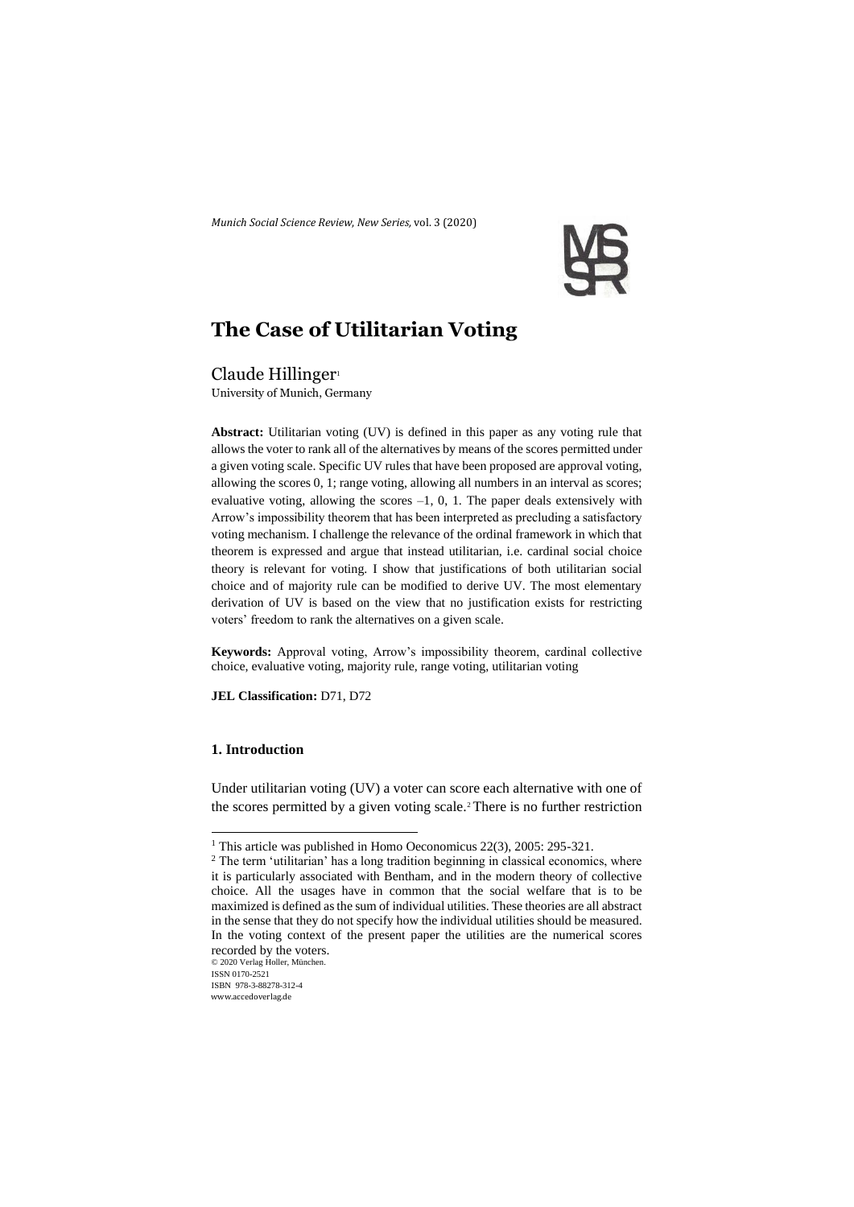*Munich Social Science Review, New Series,* vol. 3 (2020)

# The Case of Utilitarian Voting

Claude Hillinger[1]

University of Munich, Germany

**Abstract:** Utilitarian voting (UV) is defined in this paper as any voting rule that allows the voter to rank all of the alternatives by means of the scores permitted under a given voting scale. Specific UV rules that have been proposed are approval voting, allowing the scores 0, 1; range voting, allowing all numbers in an interval as scores; evaluative voting, allowing the scores –1, 0, 1. The paper deals extensively with Arrow's impossibility theorem that has been interpreted as precluding a satisfactory voting mechanism. I challenge the relevance of the ordinal framework in which that theorem is expressed and argue that instead utilitarian, i.e. cardinal social choice theory is relevant for voting. I show that justifications of both utilitarian social choice and of majority rule can be modified to derive UV. The most elementary derivation of UV is based on the view that no justification exists for restricting voters' freedom to rank the alternatives on a given scale.

**Keywords:** Approval voting, Arrow's impossibility theorem, cardinal collective choice, evaluative voting, majority rule, range voting, utilitarian voting

**JEL Classification:** D71, D72

## 1. Introduction

Under utilitarian voting (UV) a voter can score each alternative with one of the scores permitted by a given voting scale.[2] There is no further restriction

---

[1] This article was published in Homo Oeconomicus 22(3), 2005: 295-321.

[2] The term 'utilitarian' has a long tradition beginning in classical economics, where it is particularly associated with Bentham, and in the modern theory of collective choice. All the usages have in common that the social welfare that is to be maximized is defined as the sum of individual utilities. These theories are all abstract in the sense that they do not specify how the individual utilities should be measured. In the voting context of the present paper the utilities are the numerical scores recorded by the voters.

© 2020 Verlag Holler, München.
ISSN 0170-2521
ISBN 978-3-88278-312-4
www.accedoverlag.de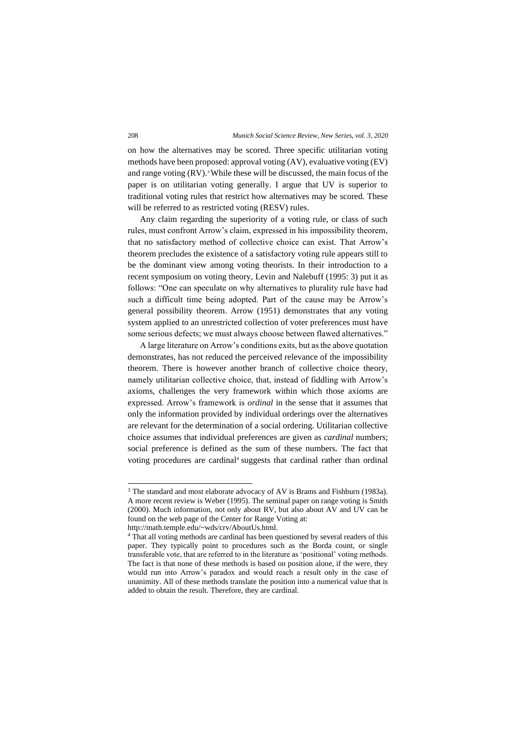on how the alternatives may be scored. Three specific utilitarian voting methods have been proposed: approval voting (AV), evaluative voting (EV) and range voting (RV).[3] While these will be discussed, the main focus of the paper is on utilitarian voting generally. I argue that UV is superior to traditional voting rules that restrict how alternatives may be scored. These will be referred to as restricted voting (RESV) rules.

Any claim regarding the superiority of a voting rule, or class of such rules, must confront Arrow's claim, expressed in his impossibility theorem, that no satisfactory method of collective choice can exist. That Arrow's theorem precludes the existence of a satisfactory voting rule appears still to be the dominant view among voting theorists. In their introduction to a recent symposium on voting theory, Levin and Nalebuff (1995: 3) put it as follows: "One can speculate on why alternatives to plurality rule have had such a difficult time being adopted. Part of the cause may be Arrow's general possibility theorem. Arrow (1951) demonstrates that any voting system applied to an unrestricted collection of voter preferences must have some serious defects; we must always choose between flawed alternatives."

A large literature on Arrow's conditions exits, but as the above quotation demonstrates, has not reduced the perceived relevance of the impossibility theorem. There is however another branch of collective choice theory, namely utilitarian collective choice, that, instead of fiddling with Arrow's axioms, challenges the very framework within which those axioms are expressed. Arrow's framework is *ordinal* in the sense that it assumes that only the information provided by individual orderings over the alternatives are relevant for the determination of a social ordering. Utilitarian collective choice assumes that individual preferences are given as *cardinal* numbers; social preference is defined as the sum of these numbers. The fact that voting procedures are cardinal[4] suggests that cardinal rather than ordinal

---

[3] The standard and most elaborate advocacy of AV is Brams and Fishburn (1983a). A more recent review is Weber (1995). The seminal paper on range voting is Smith (2000). Much information, not only about RV, but also about AV and UV can be found on the web page of the Center for Range Voting at: http://math.temple.edu/~wds/crv/AboutUs.html.

[4] That all voting methods are cardinal has been questioned by several readers of this paper. They typically point to procedures such as the Borda count, or single transferable vote, that are referred to in the literature as 'positional' voting methods. The fact is that none of these methods is based on position alone, if the were, they would run into Arrow's paradox and would reach a result only in the case of unanimity. All of these methods translate the position into a numerical value that is added to obtain the result. Therefore, they are cardinal.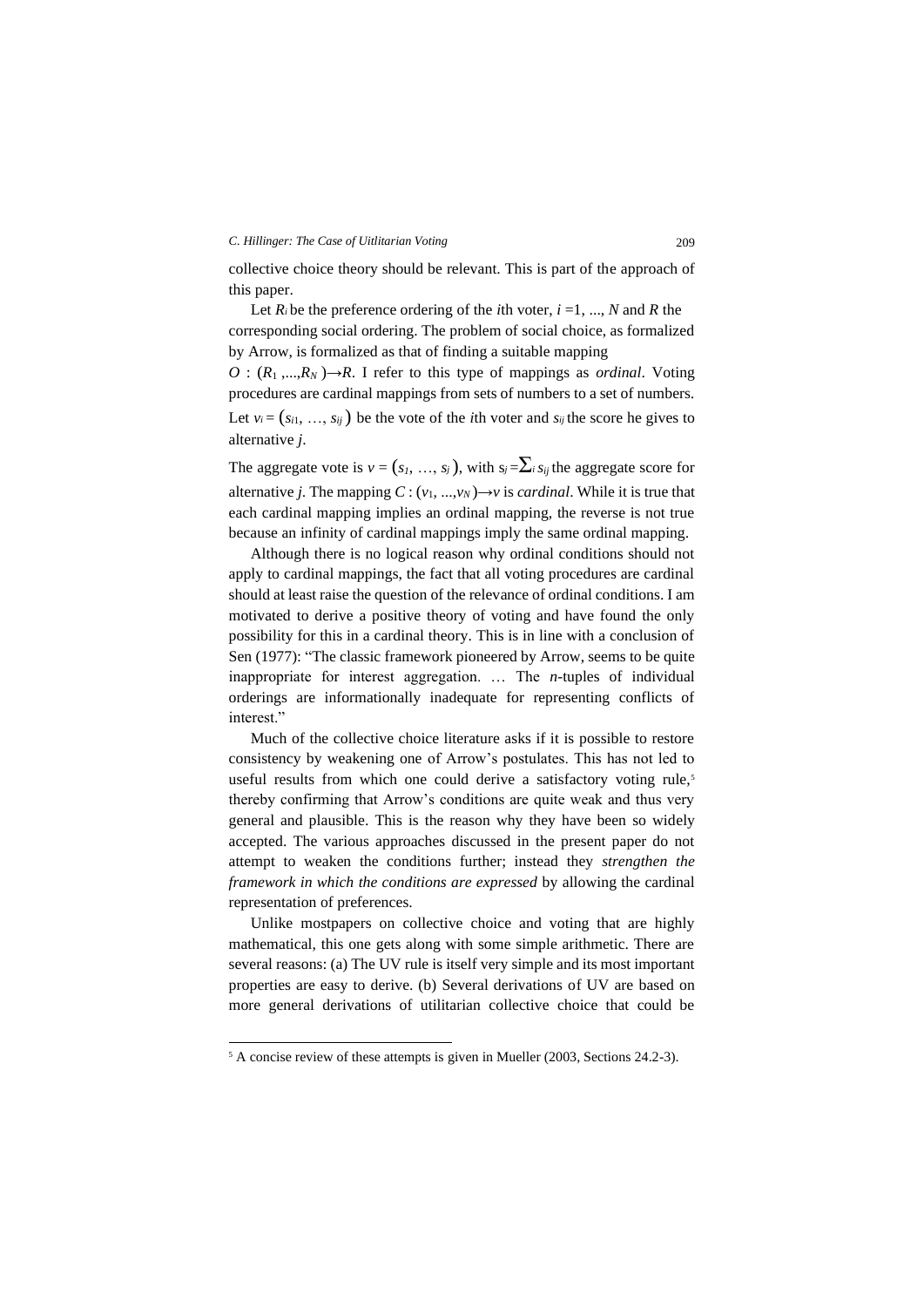collective choice theory should be relevant. This is part of the approach of this paper.

Let $R_i$ be the preference ordering of the $i$th voter, $i = 1, ..., N$ and $R$ the corresponding social ordering. The problem of social choice, as formalized by Arrow, is formalized as that of finding a suitable mapping $O : (R_1, ..., R_N) \rightarrow R$. I refer to this type of mappings as *ordinal*. Voting procedures are cardinal mappings from sets of numbers to a set of numbers. Let $v_i = (s_{i1}, \ldots, s_{ij})$ be the vote of the $i$th voter and $s_{ij}$ the score he gives to alternative $j$.

The aggregate vote is $v = (s_1, \ldots, s_j)$, with $s_j = \sum_i s_{ij}$ the aggregate score for alternative $j$. The mapping $C : (v_1, ..., v_N) \rightarrow v$ is *cardinal*. While it is true that each cardinal mapping implies an ordinal mapping, the reverse is not true because an infinity of cardinal mappings imply the same ordinal mapping.

Although there is no logical reason why ordinal conditions should not apply to cardinal mappings, the fact that all voting procedures are cardinal should at least raise the question of the relevance of ordinal conditions. I am motivated to derive a positive theory of voting and have found the only possibility for this in a cardinal theory. This is in line with a conclusion of Sen (1977): "The classic framework pioneered by Arrow, seems to be quite inappropriate for interest aggregation. … The $n$-tuples of individual orderings are informationally inadequate for representing conflicts of interest."

Much of the collective choice literature asks if it is possible to restore consistency by weakening one of Arrow's postulates. This has not led to useful results from which one could derive a satisfactory voting rule,[5] thereby confirming that Arrow's conditions are quite weak and thus very general and plausible. This is the reason why they have been so widely accepted. The various approaches discussed in the present paper do not attempt to weaken the conditions further; instead they *strengthen the framework in which the conditions are expressed* by allowing the cardinal representation of preferences.

Unlike mostpapers on collective choice and voting that are highly mathematical, this one gets along with some simple arithmetic. There are several reasons: (a) The UV rule is itself very simple and its most important properties are easy to derive. (b) Several derivations of UV are based on more general derivations of utilitarian collective choice that could be

---

[5] A concise review of these attempts is given in Mueller (2003, Sections 24.2-3).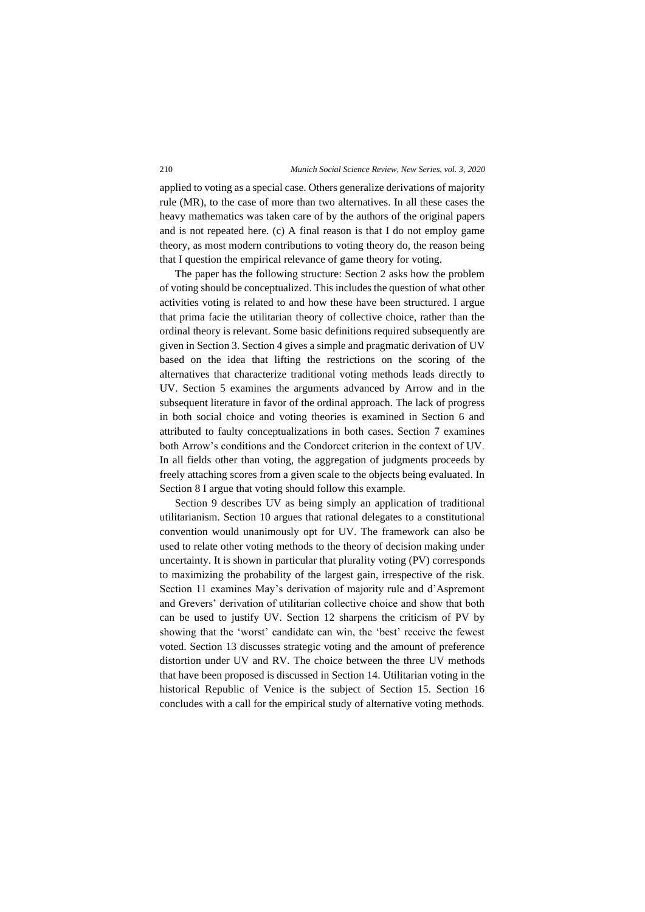applied to voting as a special case. Others generalize derivations of majority rule (MR), to the case of more than two alternatives. In all these cases the heavy mathematics was taken care of by the authors of the original papers and is not repeated here. (c) A final reason is that I do not employ game theory, as most modern contributions to voting theory do, the reason being that I question the empirical relevance of game theory for voting.

The paper has the following structure: Section 2 asks how the problem of voting should be conceptualized. This includes the question of what other activities voting is related to and how these have been structured. I argue that prima facie the utilitarian theory of collective choice, rather than the ordinal theory is relevant. Some basic definitions required subsequently are given in Section 3. Section 4 gives a simple and pragmatic derivation of UV based on the idea that lifting the restrictions on the scoring of the alternatives that characterize traditional voting methods leads directly to UV. Section 5 examines the arguments advanced by Arrow and in the subsequent literature in favor of the ordinal approach. The lack of progress in both social choice and voting theories is examined in Section 6 and attributed to faulty conceptualizations in both cases. Section 7 examines both Arrow's conditions and the Condorcet criterion in the context of UV. In all fields other than voting, the aggregation of judgments proceeds by freely attaching scores from a given scale to the objects being evaluated. In Section 8 I argue that voting should follow this example.

Section 9 describes UV as being simply an application of traditional utilitarianism. Section 10 argues that rational delegates to a constitutional convention would unanimously opt for UV. The framework can also be used to relate other voting methods to the theory of decision making under uncertainty. It is shown in particular that plurality voting (PV) corresponds to maximizing the probability of the largest gain, irrespective of the risk. Section 11 examines May's derivation of majority rule and d'Aspremont and Grevers' derivation of utilitarian collective choice and show that both can be used to justify UV. Section 12 sharpens the criticism of PV by showing that the 'worst' candidate can win, the 'best' receive the fewest voted. Section 13 discusses strategic voting and the amount of preference distortion under UV and RV. The choice between the three UV methods that have been proposed is discussed in Section 14. Utilitarian voting in the historical Republic of Venice is the subject of Section 15. Section 16 concludes with a call for the empirical study of alternative voting methods.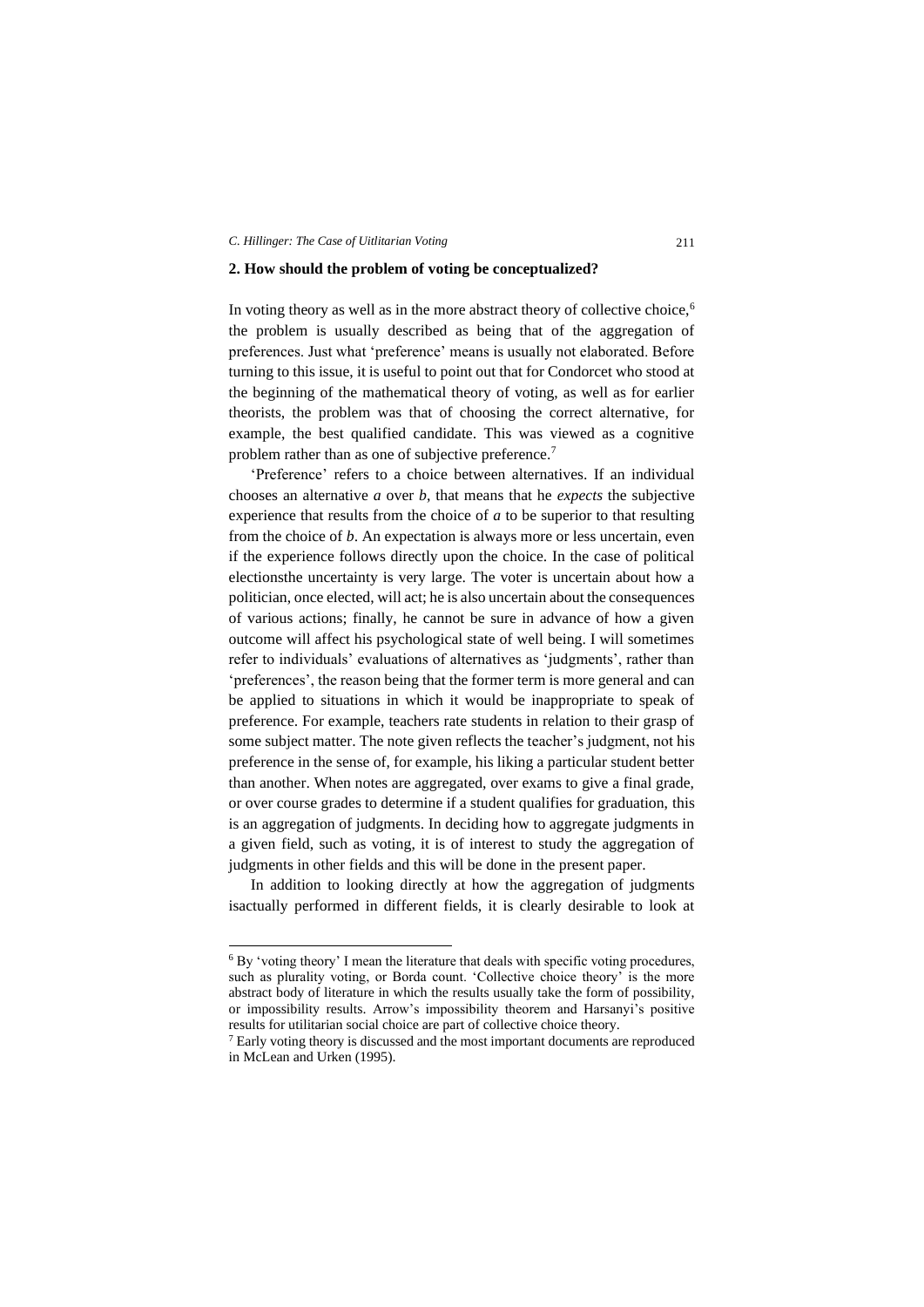## 2. How should the problem of voting be conceptualized?

In voting theory as well as in the more abstract theory of collective choice,[6] the problem is usually described as being that of the aggregation of preferences. Just what 'preference' means is usually not elaborated. Before turning to this issue, it is useful to point out that for Condorcet who stood at the beginning of the mathematical theory of voting, as well as for earlier theorists, the problem was that of choosing the correct alternative, for example, the best qualified candidate. This was viewed as a cognitive problem rather than as one of subjective preference.[7]

'Preference' refers to a choice between alternatives. If an individual chooses an alternative *a* over *b*, that means that he *expects* the subjective experience that results from the choice of *a* to be superior to that resulting from the choice of *b*. An expectation is always more or less uncertain, even if the experience follows directly upon the choice. In the case of political electionsthe uncertainty is very large. The voter is uncertain about how a politician, once elected, will act; he is also uncertain about the consequences of various actions; finally, he cannot be sure in advance of how a given outcome will affect his psychological state of well being. I will sometimes refer to individuals' evaluations of alternatives as 'judgments', rather than 'preferences', the reason being that the former term is more general and can be applied to situations in which it would be inappropriate to speak of preference. For example, teachers rate students in relation to their grasp of some subject matter. The note given reflects the teacher's judgment, not his preference in the sense of, for example, his liking a particular student better than another. When notes are aggregated, over exams to give a final grade, or over course grades to determine if a student qualifies for graduation, this is an aggregation of judgments. In deciding how to aggregate judgments in a given field, such as voting, it is of interest to study the aggregation of judgments in other fields and this will be done in the present paper.

In addition to looking directly at how the aggregation of judgments isactually performed in different fields, it is clearly desirable to look at

---

[6] By 'voting theory' I mean the literature that deals with specific voting procedures, such as plurality voting, or Borda count. 'Collective choice theory' is the more abstract body of literature in which the results usually take the form of possibility, or impossibility results. Arrow's impossibility theorem and Harsanyi's positive results for utilitarian social choice are part of collective choice theory.

[7] Early voting theory is discussed and the most important documents are reproduced in McLean and Urken (1995).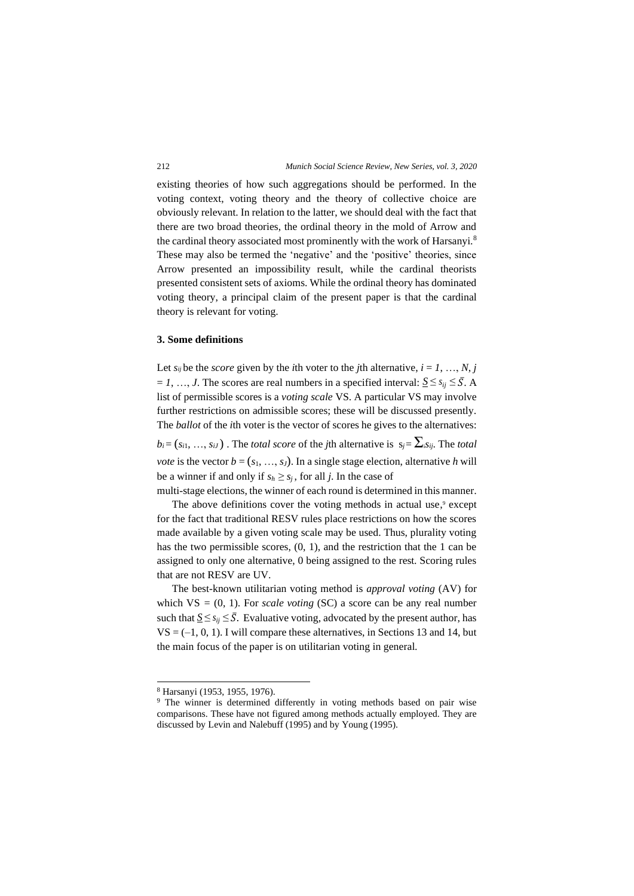existing theories of how such aggregations should be performed. In the voting context, voting theory and the theory of collective choice are obviously relevant. In relation to the latter, we should deal with the fact that there are two broad theories, the ordinal theory in the mold of Arrow and the cardinal theory associated most prominently with the work of Harsanyi.[8] These may also be termed the 'negative' and the 'positive' theories, since Arrow presented an impossibility result, while the cardinal theorists presented consistent sets of axioms. While the ordinal theory has dominated voting theory, a principal claim of the present paper is that the cardinal theory is relevant for voting.

### 3. Some definitions

Let $s_{ij}$ be the *score* given by the *i*th voter to the *j*th alternative, $i = 1, \ldots, N$, $j = 1, \ldots, J$. The scores are real numbers in a specified interval: $\underline{S} \leq s_{ij} \leq \bar{S}$. A list of permissible scores is a *voting scale* VS. A particular VS may involve further restrictions on admissible scores; these will be discussed presently. The *ballot* of the *i*th voter is the vector of scores he gives to the alternatives: $b_i = (s_{i1}, \ldots, s_{iJ})$. The *total score* of the *j*th alternative is $s_j = \sum_i s_{ij}$. The *total vote* is the vector $b = (s_1, \ldots, s_J)$. In a single stage election, alternative *h* will be a winner if and only if $s_h \geq s_j$, for all *j*. In the case of multi-stage elections, the winner of each round is determined in this manner.

The above definitions cover the voting methods in actual use,[9] except for the fact that traditional RESV rules place restrictions on how the scores made available by a given voting scale may be used. Thus, plurality voting has the two permissible scores, (0, 1), and the restriction that the 1 can be assigned to only one alternative, 0 being assigned to the rest. Scoring rules that are not RESV are UV.

The best-known utilitarian voting method is *approval voting* (AV) for which VS = (0, 1). For *scale voting* (SC) a score can be any real number such that $\underline{S} \leq s_{ij} \leq \bar{S}$. Evaluative voting, advocated by the present author, has VS = (–1, 0, 1). I will compare these alternatives, in Sections 13 and 14, but the main focus of the paper is on utilitarian voting in general.

---

[8] Harsanyi (1953, 1955, 1976).

[9] The winner is determined differently in voting methods based on pair wise comparisons. These have not figured among methods actually employed. They are discussed by Levin and Nalebuff (1995) and by Young (1995).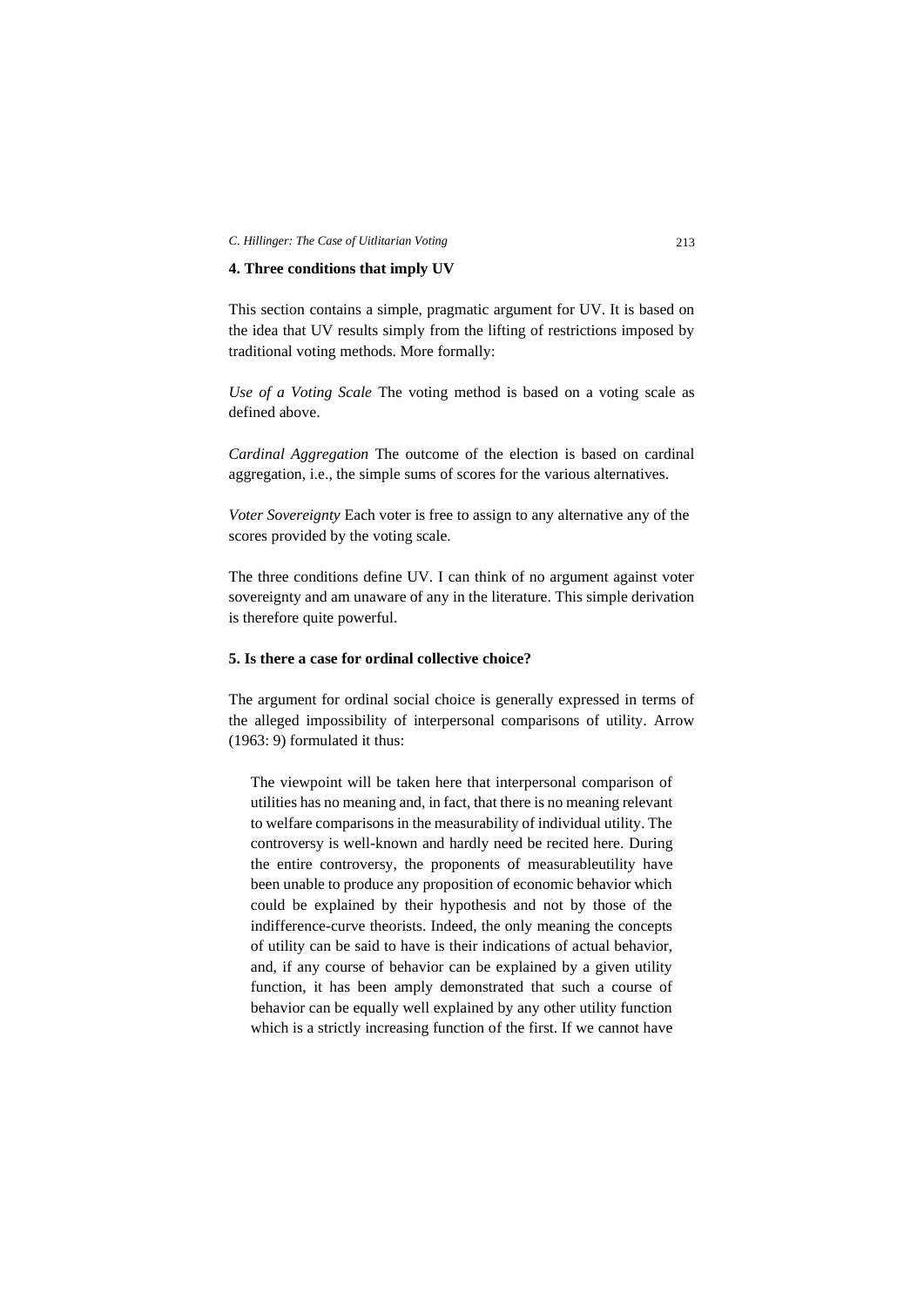## 4. Three conditions that imply UV

This section contains a simple, pragmatic argument for UV. It is based on the idea that UV results simply from the lifting of restrictions imposed by traditional voting methods. More formally:

*Use of a Voting Scale* The voting method is based on a voting scale as defined above.

*Cardinal Aggregation* The outcome of the election is based on cardinal aggregation, i.e., the simple sums of scores for the various alternatives.

*Voter Sovereignty* Each voter is free to assign to any alternative any of the scores provided by the voting scale.

The three conditions define UV. I can think of no argument against voter sovereignty and am unaware of any in the literature. This simple derivation is therefore quite powerful.

## 5. Is there a case for ordinal collective choice?

The argument for ordinal social choice is generally expressed in terms of the alleged impossibility of interpersonal comparisons of utility. Arrow (1963: 9) formulated it thus:

> The viewpoint will be taken here that interpersonal comparison of utilities has no meaning and, in fact, that there is no meaning relevant to welfare comparisons in the measurability of individual utility. The controversy is well-known and hardly need be recited here. During the entire controversy, the proponents of measurableutility have been unable to produce any proposition of economic behavior which could be explained by their hypothesis and not by those of the indifference-curve theorists. Indeed, the only meaning the concepts of utility can be said to have is their indications of actual behavior, and, if any course of behavior can be explained by a given utility function, it has been amply demonstrated that such a course of behavior can be equally well explained by any other utility function which is a strictly increasing function of the first. If we cannot have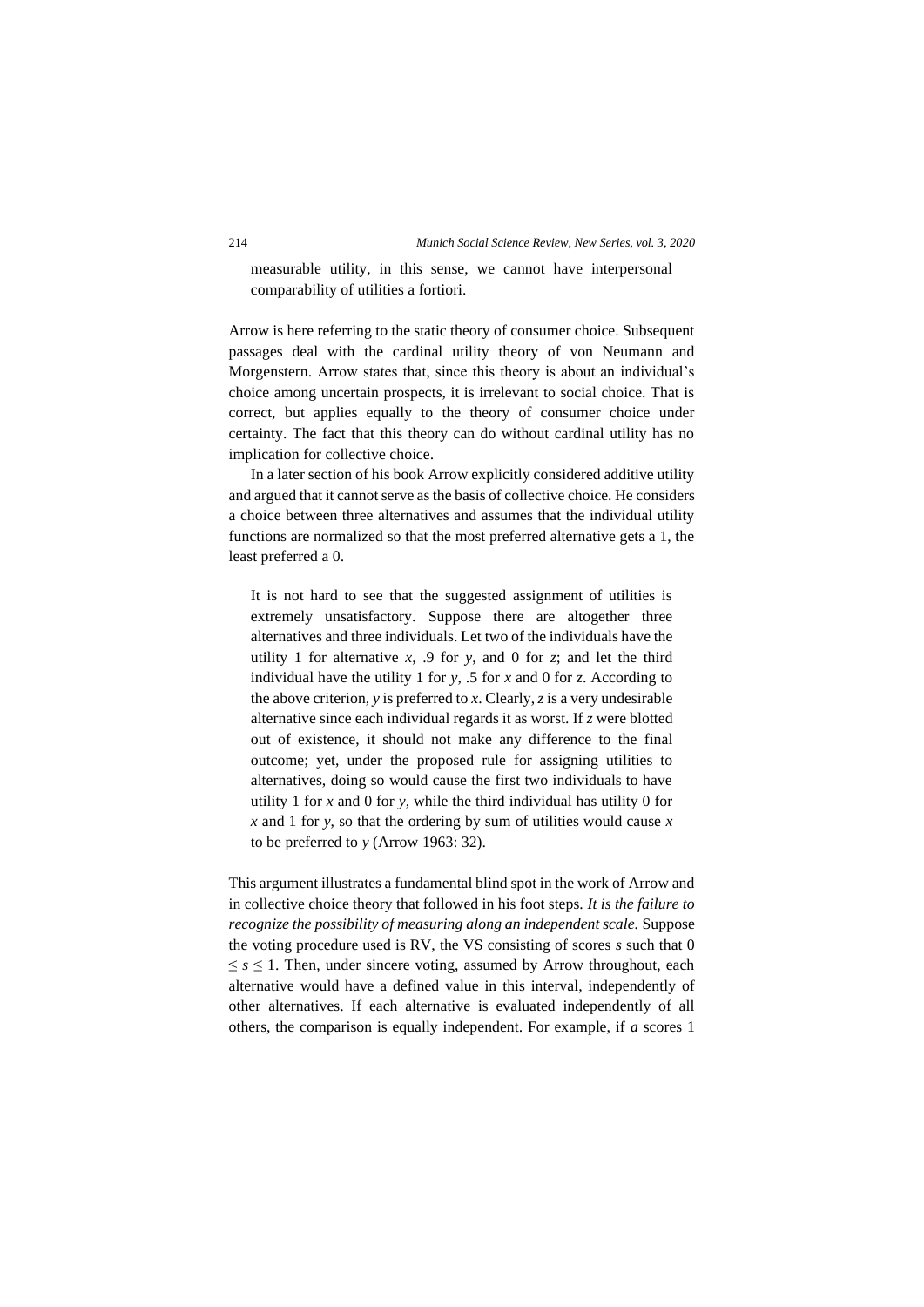> measurable utility, in this sense, we cannot have interpersonal comparability of utilities a fortiori.

Arrow is here referring to the static theory of consumer choice. Subsequent passages deal with the cardinal utility theory of von Neumann and Morgenstern. Arrow states that, since this theory is about an individual's choice among uncertain prospects, it is irrelevant to social choice. That is correct, but applies equally to the theory of consumer choice under certainty. The fact that this theory can do without cardinal utility has no implication for collective choice.

In a later section of his book Arrow explicitly considered additive utility and argued that it cannot serve as the basis of collective choice. He considers a choice between three alternatives and assumes that the individual utility functions are normalized so that the most preferred alternative gets a 1, the least preferred a 0.

> It is not hard to see that the suggested assignment of utilities is extremely unsatisfactory. Suppose there are altogether three alternatives and three individuals. Let two of the individuals have the utility 1 for alternative *x*, .9 for *y*, and 0 for *z*; and let the third individual have the utility 1 for *y*, .5 for *x* and 0 for *z*. According to the above criterion, *y* is preferred to *x*. Clearly, *z* is a very undesirable alternative since each individual regards it as worst. If *z* were blotted out of existence, it should not make any difference to the final outcome; yet, under the proposed rule for assigning utilities to alternatives, doing so would cause the first two individuals to have utility 1 for *x* and 0 for *y*, while the third individual has utility 0 for *x* and 1 for *y*, so that the ordering by sum of utilities would cause *x* to be preferred to *y* (Arrow 1963: 32).

This argument illustrates a fundamental blind spot in the work of Arrow and in collective choice theory that followed in his foot steps. *It is the failure to recognize the possibility of measuring along an independent scale.* Suppose the voting procedure used is RV, the VS consisting of scores *s* such that $0 \leq s \leq 1$. Then, under sincere voting, assumed by Arrow throughout, each alternative would have a defined value in this interval, independently of other alternatives. If each alternative is evaluated independently of all others, the comparison is equally independent. For example, if *a* scores 1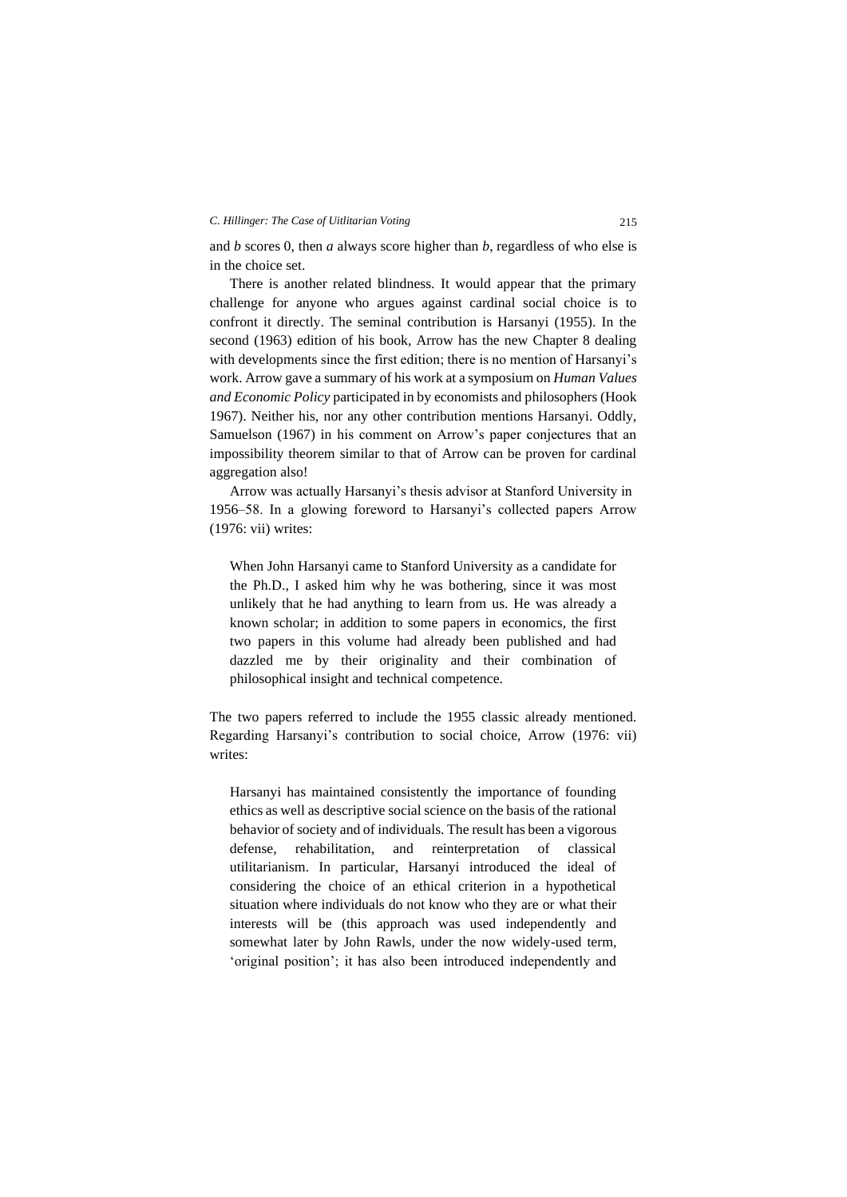and *b* scores 0, then *a* always score higher than *b*, regardless of who else is in the choice set.

There is another related blindness. It would appear that the primary challenge for anyone who argues against cardinal social choice is to confront it directly. The seminal contribution is Harsanyi (1955). In the second (1963) edition of his book, Arrow has the new Chapter 8 dealing with developments since the first edition; there is no mention of Harsanyi's work. Arrow gave a summary of his work at a symposium on *Human Values and Economic Policy* participated in by economists and philosophers (Hook 1967). Neither his, nor any other contribution mentions Harsanyi. Oddly, Samuelson (1967) in his comment on Arrow's paper conjectures that an impossibility theorem similar to that of Arrow can be proven for cardinal aggregation also!

Arrow was actually Harsanyi's thesis advisor at Stanford University in 1956–58. In a glowing foreword to Harsanyi's collected papers Arrow (1976: vii) writes:

> When John Harsanyi came to Stanford University as a candidate for the Ph.D., I asked him why he was bothering, since it was most unlikely that he had anything to learn from us. He was already a known scholar; in addition to some papers in economics, the first two papers in this volume had already been published and had dazzled me by their originality and their combination of philosophical insight and technical competence.

The two papers referred to include the 1955 classic already mentioned. Regarding Harsanyi's contribution to social choice, Arrow (1976: vii) writes:

> Harsanyi has maintained consistently the importance of founding ethics as well as descriptive social science on the basis of the rational behavior of society and of individuals. The result has been a vigorous defense, rehabilitation, and reinterpretation of classical utilitarianism. In particular, Harsanyi introduced the ideal of considering the choice of an ethical criterion in a hypothetical situation where individuals do not know who they are or what their interests will be (this approach was used independently and somewhat later by John Rawls, under the now widely-used term, 'original position'; it has also been introduced independently and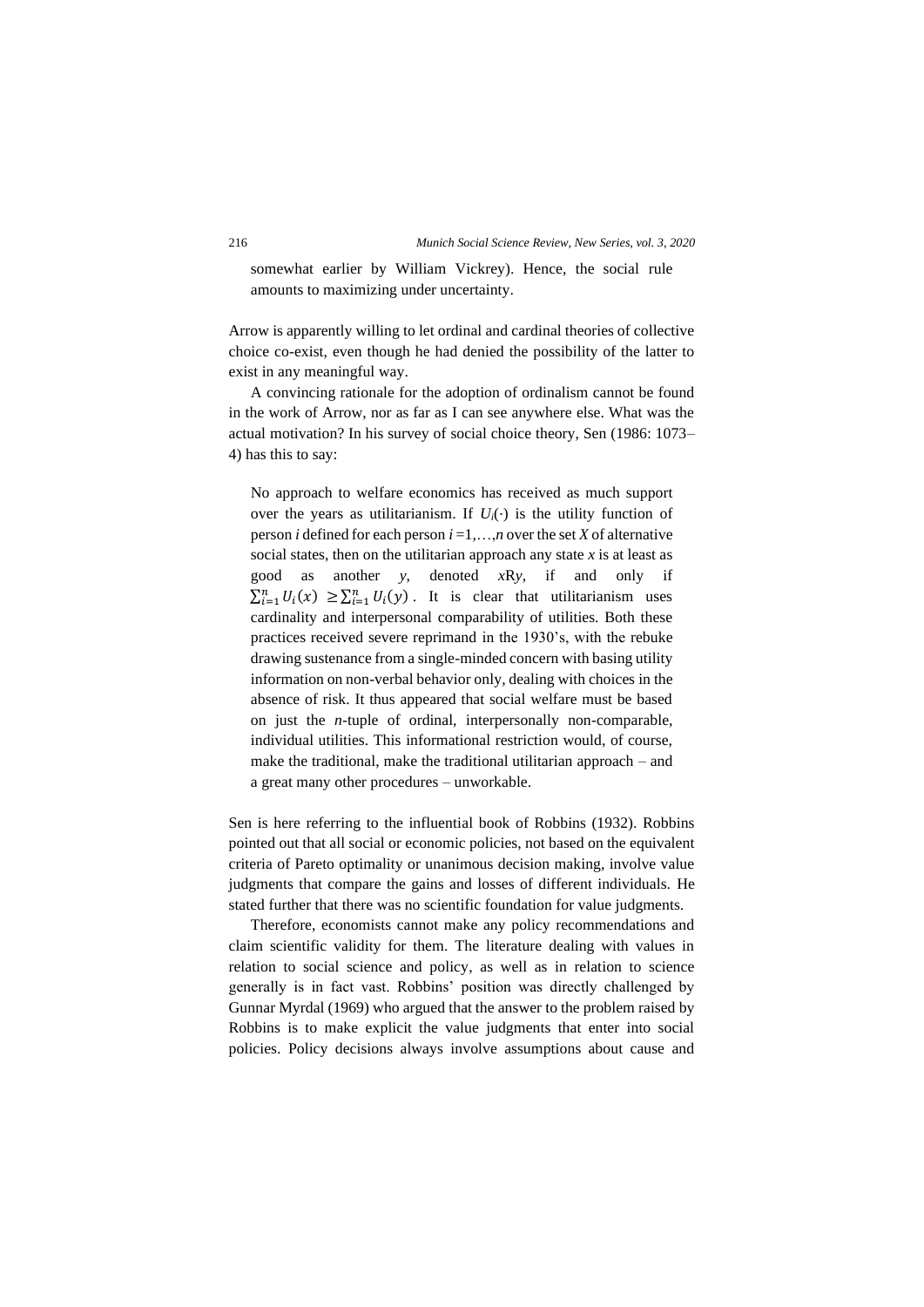> somewhat earlier by William Vickrey). Hence, the social rule amounts to maximizing under uncertainty.

Arrow is apparently willing to let ordinal and cardinal theories of collective choice co-exist, even though he had denied the possibility of the latter to exist in any meaningful way.

A convincing rationale for the adoption of ordinalism cannot be found in the work of Arrow, nor as far as I can see anywhere else. What was the actual motivation? In his survey of social choice theory, Sen (1986: 1073–4) has this to say:

> No approach to welfare economics has received as much support over the years as utilitarianism. If $U_i(\cdot)$ is the utility function of person $i$ defined for each person $i = 1,\ldots,n$ over the set $X$ of alternative social states, then on the utilitarian approach any state $x$ is at least as good as another $y$, denoted $x\text{R}y$, if and only if $\sum_{i=1}^{n} U_i(x) \geq \sum_{i=1}^{n} U_i(y)$. It is clear that utilitarianism uses cardinality and interpersonal comparability of utilities. Both these practices received severe reprimand in the 1930's, with the rebuke drawing sustenance from a single-minded concern with basing utility information on non-verbal behavior only, dealing with choices in the absence of risk. It thus appeared that social welfare must be based on just the $n$-tuple of ordinal, interpersonally non-comparable, individual utilities. This informational restriction would, of course, make the traditional, make the traditional utilitarian approach – and a great many other procedures – unworkable.

Sen is here referring to the influential book of Robbins (1932). Robbins pointed out that all social or economic policies, not based on the equivalent criteria of Pareto optimality or unanimous decision making, involve value judgments that compare the gains and losses of different individuals. He stated further that there was no scientific foundation for value judgments.

Therefore, economists cannot make any policy recommendations and claim scientific validity for them. The literature dealing with values in relation to social science and policy, as well as in relation to science generally is in fact vast. Robbins' position was directly challenged by Gunnar Myrdal (1969) who argued that the answer to the problem raised by Robbins is to make explicit the value judgments that enter into social policies. Policy decisions always involve assumptions about cause and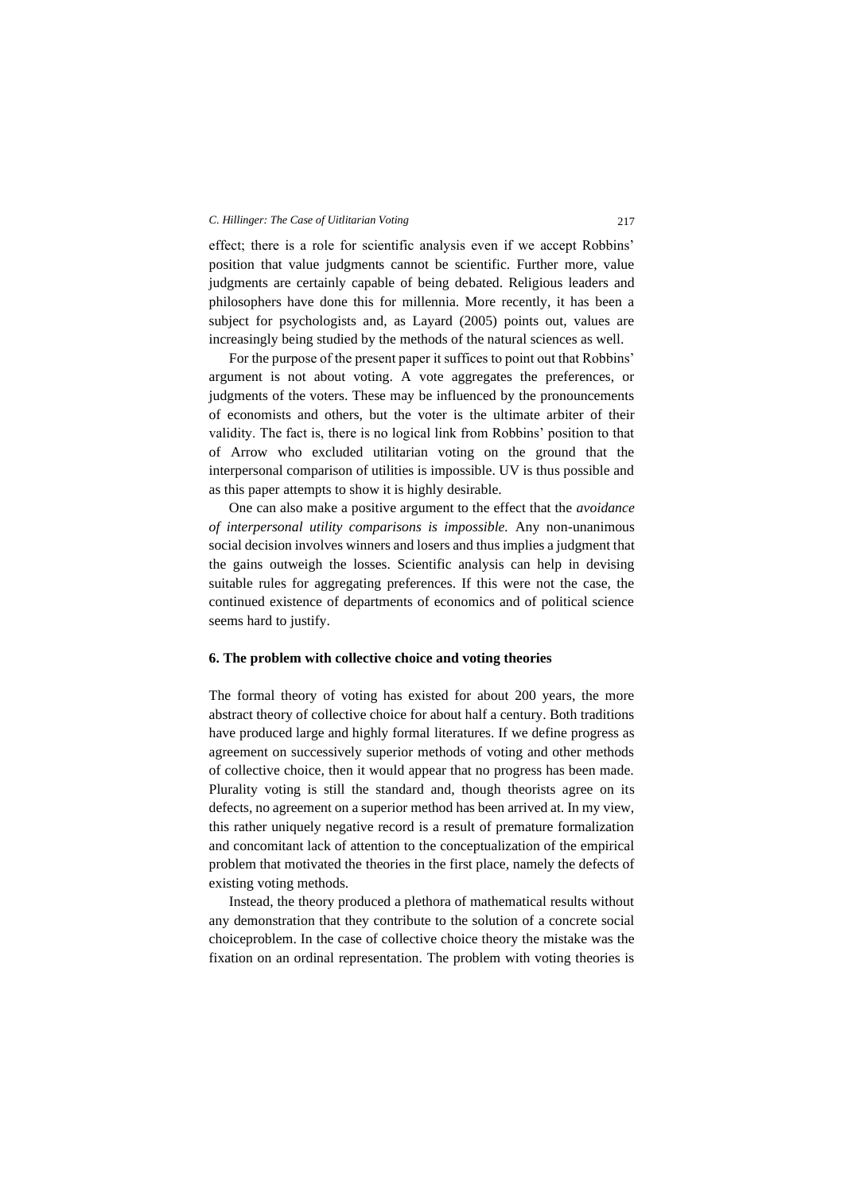effect; there is a role for scientific analysis even if we accept Robbins' position that value judgments cannot be scientific. Further more, value judgments are certainly capable of being debated. Religious leaders and philosophers have done this for millennia. More recently, it has been a subject for psychologists and, as Layard (2005) points out, values are increasingly being studied by the methods of the natural sciences as well.

For the purpose of the present paper it suffices to point out that Robbins' argument is not about voting. A vote aggregates the preferences, or judgments of the voters. These may be influenced by the pronouncements of economists and others, but the voter is the ultimate arbiter of their validity. The fact is, there is no logical link from Robbins' position to that of Arrow who excluded utilitarian voting on the ground that the interpersonal comparison of utilities is impossible. UV is thus possible and as this paper attempts to show it is highly desirable.

One can also make a positive argument to the effect that the *avoidance of interpersonal utility comparisons is impossible.* Any non-unanimous social decision involves winners and losers and thus implies a judgment that the gains outweigh the losses. Scientific analysis can help in devising suitable rules for aggregating preferences. If this were not the case, the continued existence of departments of economics and of political science seems hard to justify.

## 6. The problem with collective choice and voting theories

The formal theory of voting has existed for about 200 years, the more abstract theory of collective choice for about half a century. Both traditions have produced large and highly formal literatures. If we define progress as agreement on successively superior methods of voting and other methods of collective choice, then it would appear that no progress has been made. Plurality voting is still the standard and, though theorists agree on its defects, no agreement on a superior method has been arrived at. In my view, this rather uniquely negative record is a result of premature formalization and concomitant lack of attention to the conceptualization of the empirical problem that motivated the theories in the first place, namely the defects of existing voting methods.

Instead, the theory produced a plethora of mathematical results without any demonstration that they contribute to the solution of a concrete social choiceproblem. In the case of collective choice theory the mistake was the fixation on an ordinal representation. The problem with voting theories is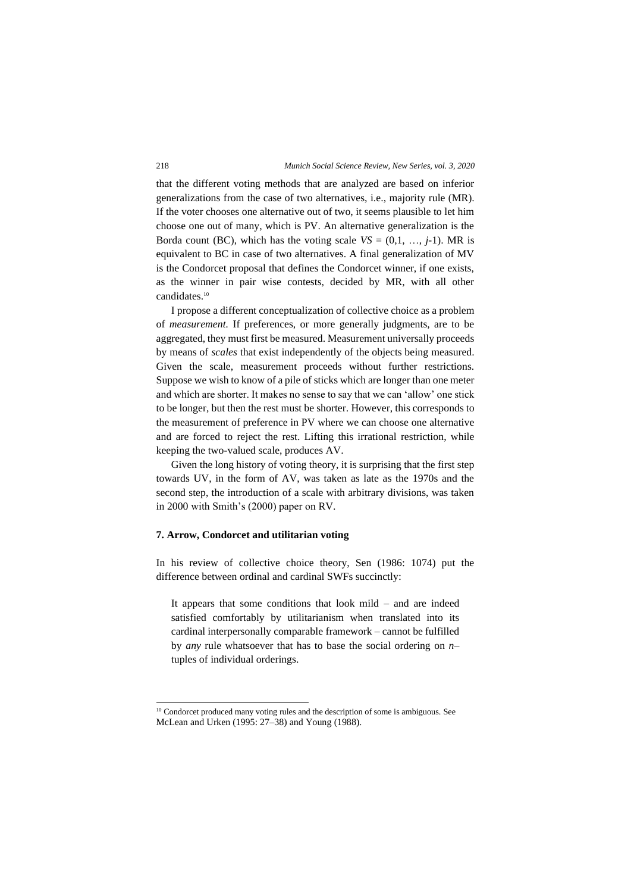that the different voting methods that are analyzed are based on inferior generalizations from the case of two alternatives, i.e., majority rule (MR). If the voter chooses one alternative out of two, it seems plausible to let him choose one out of many, which is PV. An alternative generalization is the Borda count (BC), which has the voting scale $VS = (0,1, \ldots, j\text{-}1)$. MR is equivalent to BC in case of two alternatives. A final generalization of MV is the Condorcet proposal that defines the Condorcet winner, if one exists, as the winner in pair wise contests, decided by MR, with all other candidates.[10]

I propose a different conceptualization of collective choice as a problem of *measurement*. If preferences, or more generally judgments, are to be aggregated, they must first be measured. Measurement universally proceeds by means of *scales* that exist independently of the objects being measured. Given the scale, measurement proceeds without further restrictions. Suppose we wish to know of a pile of sticks which are longer than one meter and which are shorter. It makes no sense to say that we can 'allow' one stick to be longer, but then the rest must be shorter. However, this corresponds to the measurement of preference in PV where we can choose one alternative and are forced to reject the rest. Lifting this irrational restriction, while keeping the two-valued scale, produces AV.

Given the long history of voting theory, it is surprising that the first step towards UV, in the form of AV, was taken as late as the 1970s and the second step, the introduction of a scale with arbitrary divisions, was taken in 2000 with Smith's (2000) paper on RV.

## 7. Arrow, Condorcet and utilitarian voting

In his review of collective choice theory, Sen (1986: 1074) put the difference between ordinal and cardinal SWFs succinctly:

> It appears that some conditions that look mild – and are indeed satisfied comfortably by utilitarianism when translated into its cardinal interpersonally comparable framework – cannot be fulfilled by *any* rule whatsoever that has to base the social ordering on $n$–tuples of individual orderings.

---

[10] Condorcet produced many voting rules and the description of some is ambiguous. See McLean and Urken (1995: 27–38) and Young (1988).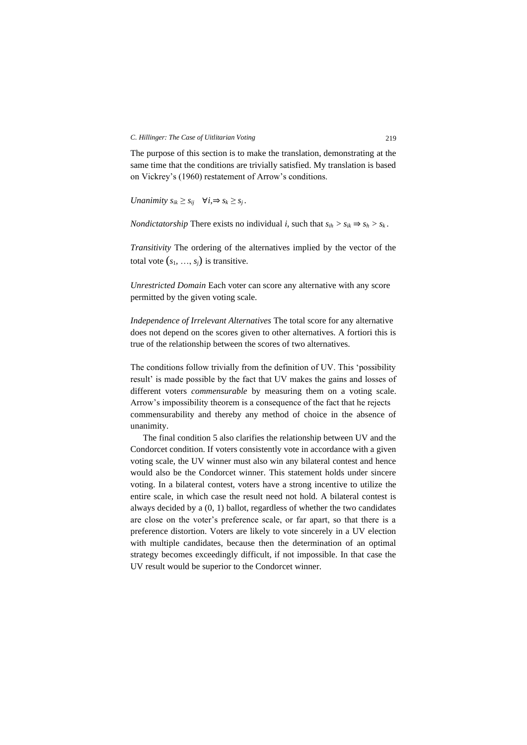The purpose of this section is to make the translation, demonstrating at the same time that the conditions are trivially satisfied. My translation is based on Vickrey's (1960) restatement of Arrow's conditions.

*Unanimity* $s_{ik} \geq s_{ij} \quad \forall i, \Rightarrow s_k \geq s_j$.

*Nondictatorship* There exists no individual $i$, such that $s_{ih} > s_{ik} \Rightarrow s_h > s_k$.

*Transitivity* The ordering of the alternatives implied by the vector of the total vote $(s_1, \ldots, s_j)$ is transitive.

*Unrestricted Domain* Each voter can score any alternative with any score permitted by the given voting scale.

*Independence of Irrelevant Alternatives* The total score for any alternative does not depend on the scores given to other alternatives. A fortiori this is true of the relationship between the scores of two alternatives.

The conditions follow trivially from the definition of UV. This 'possibility result' is made possible by the fact that UV makes the gains and losses of different voters *commensurable* by measuring them on a voting scale. Arrow's impossibility theorem is a consequence of the fact that he rejects commensurability and thereby any method of choice in the absence of unanimity.

The final condition 5 also clarifies the relationship between UV and the Condorcet condition. If voters consistently vote in accordance with a given voting scale, the UV winner must also win any bilateral contest and hence would also be the Condorcet winner. This statement holds under sincere voting. In a bilateral contest, voters have a strong incentive to utilize the entire scale, in which case the result need not hold. A bilateral contest is always decided by a (0, 1) ballot, regardless of whether the two candidates are close on the voter's preference scale, or far apart, so that there is a preference distortion. Voters are likely to vote sincerely in a UV election with multiple candidates, because then the determination of an optimal strategy becomes exceedingly difficult, if not impossible. In that case the UV result would be superior to the Condorcet winner.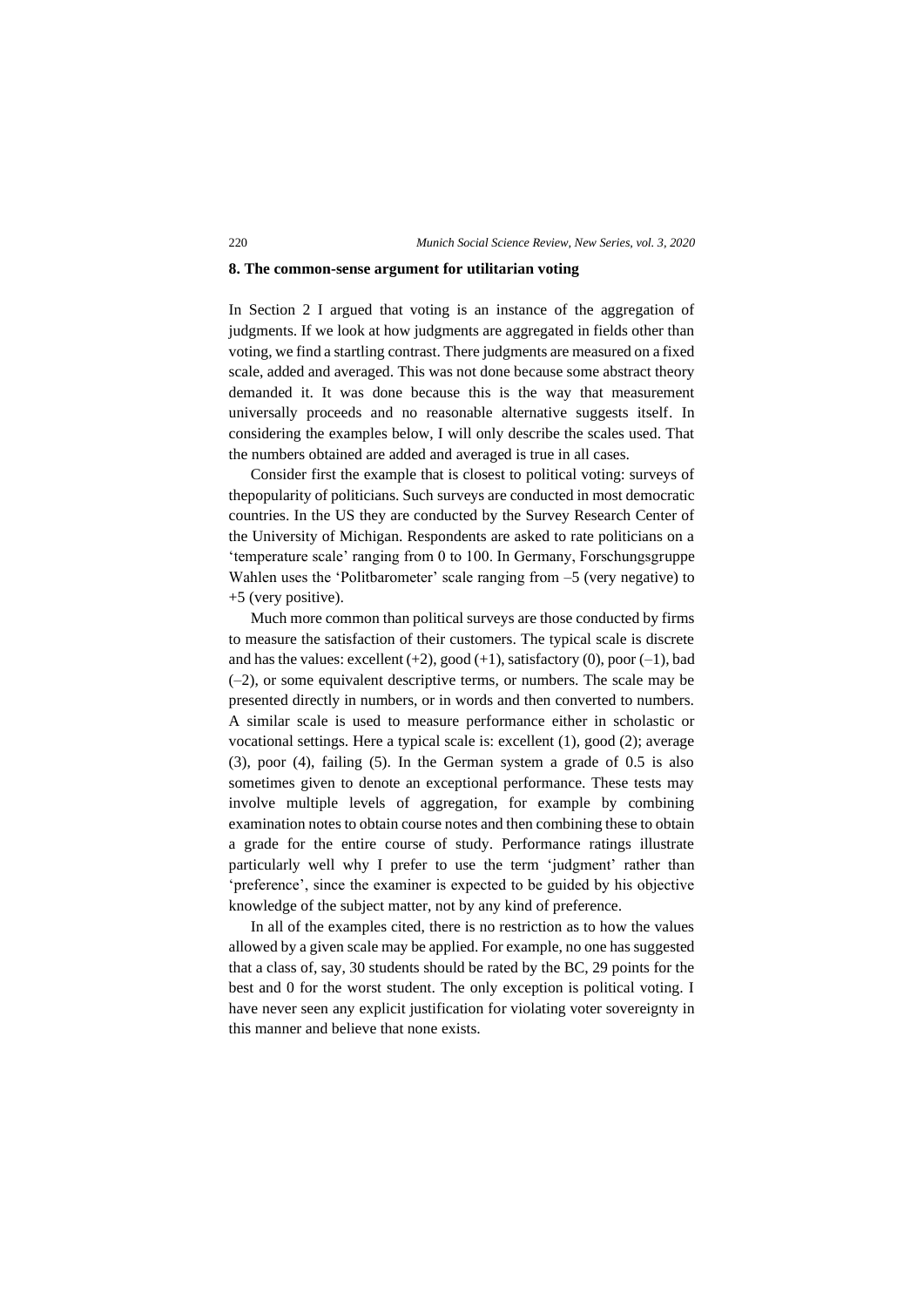## 8. The common-sense argument for utilitarian voting

In Section 2 I argued that voting is an instance of the aggregation of judgments. If we look at how judgments are aggregated in fields other than voting, we find a startling contrast. There judgments are measured on a fixed scale, added and averaged. This was not done because some abstract theory demanded it. It was done because this is the way that measurement universally proceeds and no reasonable alternative suggests itself. In considering the examples below, I will only describe the scales used. That the numbers obtained are added and averaged is true in all cases.

Consider first the example that is closest to political voting: surveys of thepopularity of politicians. Such surveys are conducted in most democratic countries. In the US they are conducted by the Survey Research Center of the University of Michigan. Respondents are asked to rate politicians on a 'temperature scale' ranging from 0 to 100. In Germany, Forschungsgruppe Wahlen uses the 'Politbarometer' scale ranging from –5 (very negative) to +5 (very positive).

Much more common than political surveys are those conducted by firms to measure the satisfaction of their customers. The typical scale is discrete and has the values: excellent (+2), good (+1), satisfactory (0), poor (–1), bad (–2), or some equivalent descriptive terms, or numbers. The scale may be presented directly in numbers, or in words and then converted to numbers. A similar scale is used to measure performance either in scholastic or vocational settings. Here a typical scale is: excellent (1), good (2); average (3), poor (4), failing (5). In the German system a grade of 0.5 is also sometimes given to denote an exceptional performance. These tests may involve multiple levels of aggregation, for example by combining examination notes to obtain course notes and then combining these to obtain a grade for the entire course of study. Performance ratings illustrate particularly well why I prefer to use the term 'judgment' rather than 'preference', since the examiner is expected to be guided by his objective knowledge of the subject matter, not by any kind of preference.

In all of the examples cited, there is no restriction as to how the values allowed by a given scale may be applied. For example, no one has suggested that a class of, say, 30 students should be rated by the BC, 29 points for the best and 0 for the worst student. The only exception is political voting. I have never seen any explicit justification for violating voter sovereignty in this manner and believe that none exists.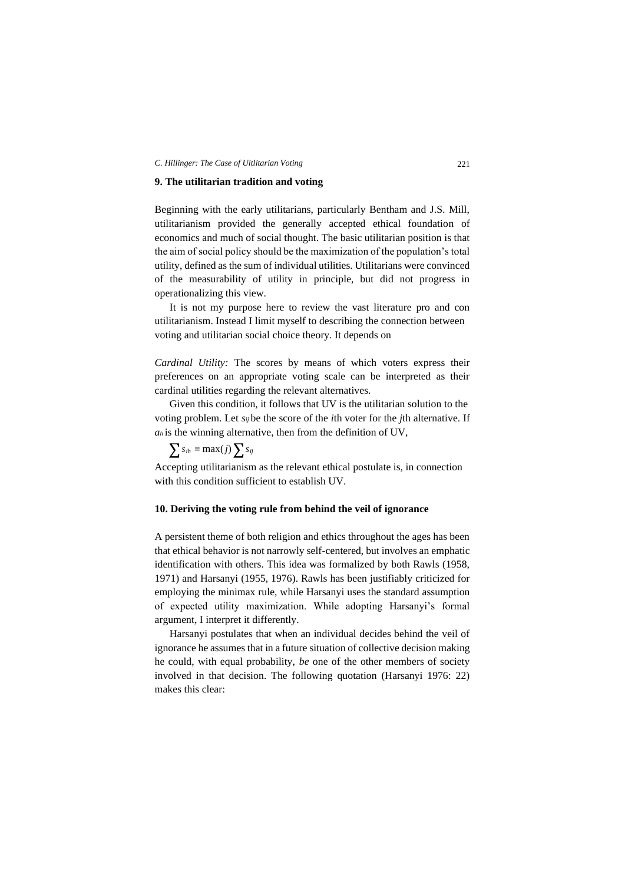## 9. The utilitarian tradition and voting

Beginning with the early utilitarians, particularly Bentham and J.S. Mill, utilitarianism provided the generally accepted ethical foundation of economics and much of social thought. The basic utilitarian position is that the aim of social policy should be the maximization of the population's total utility, defined as the sum of individual utilities. Utilitarians were convinced of the measurability of utility in principle, but did not progress in operationalizing this view.

It is not my purpose here to review the vast literature pro and con utilitarianism. Instead I limit myself to describing the connection between voting and utilitarian social choice theory. It depends on

*Cardinal Utility:* The scores by means of which voters express their preferences on an appropriate voting scale can be interpreted as their cardinal utilities regarding the relevant alternatives.

Given this condition, it follows that UV is the utilitarian solution to the voting problem. Let $s_{ij}$ be the score of the $i$th voter for the $j$th alternative. If $a_h$ is the winning alternative, then from the definition of UV,

$$\sum s_{ih} = \max(j) \sum s_{ij}$$

Accepting utilitarianism as the relevant ethical postulate is, in connection with this condition sufficient to establish UV.

## 10. Deriving the voting rule from behind the veil of ignorance

A persistent theme of both religion and ethics throughout the ages has been that ethical behavior is not narrowly self-centered, but involves an emphatic identification with others. This idea was formalized by both Rawls (1958, 1971) and Harsanyi (1955, 1976). Rawls has been justifiably criticized for employing the minimax rule, while Harsanyi uses the standard assumption of expected utility maximization. While adopting Harsanyi's formal argument, I interpret it differently.

Harsanyi postulates that when an individual decides behind the veil of ignorance he assumes that in a future situation of collective decision making he could, with equal probability, *be* one of the other members of society involved in that decision. The following quotation (Harsanyi 1976: 22) makes this clear: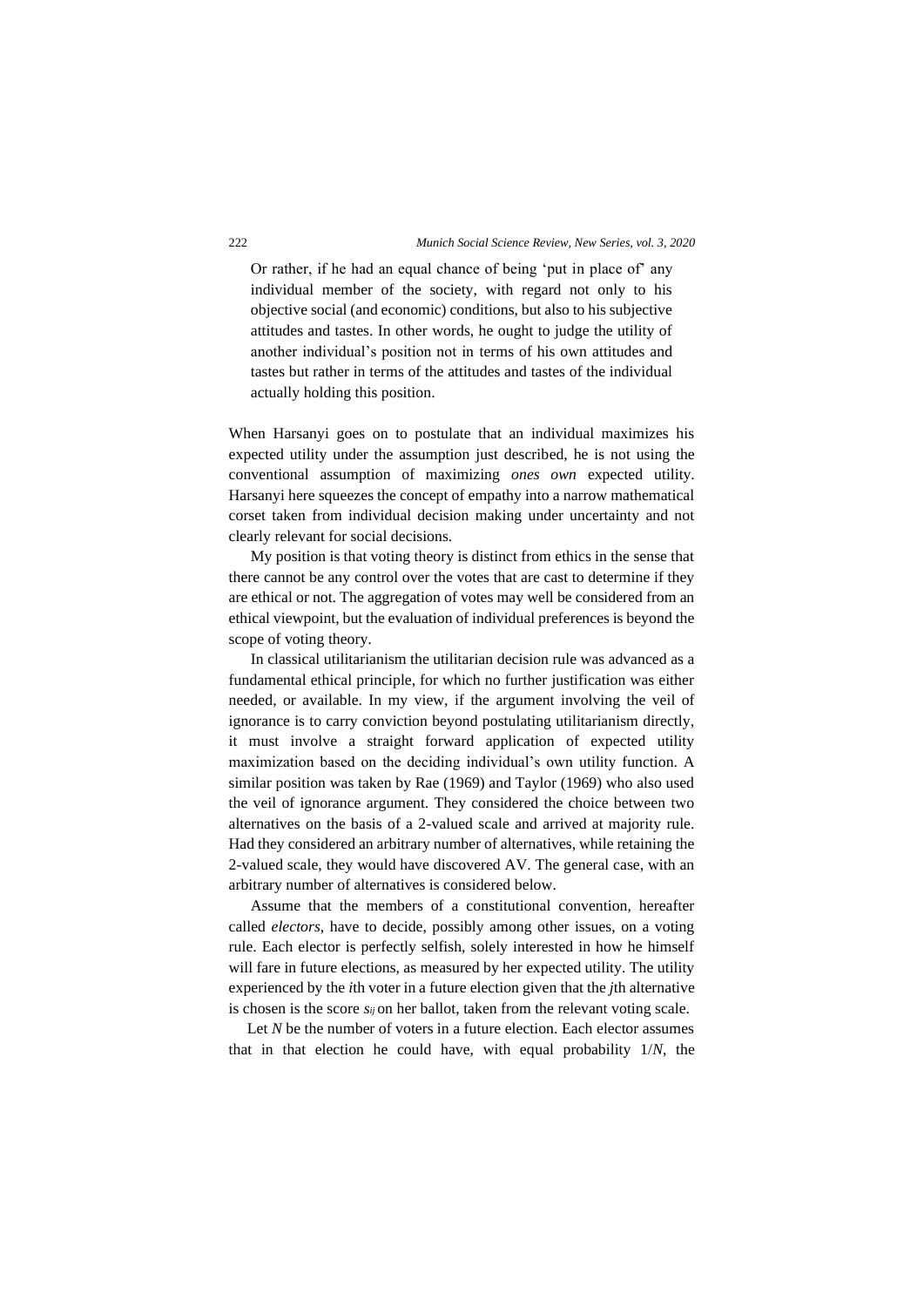> Or rather, if he had an equal chance of being 'put in place of' any individual member of the society, with regard not only to his objective social (and economic) conditions, but also to his subjective attitudes and tastes. In other words, he ought to judge the utility of another individual's position not in terms of his own attitudes and tastes but rather in terms of the attitudes and tastes of the individual actually holding this position.

When Harsanyi goes on to postulate that an individual maximizes his expected utility under the assumption just described, he is not using the conventional assumption of maximizing *ones own* expected utility. Harsanyi here squeezes the concept of empathy into a narrow mathematical corset taken from individual decision making under uncertainty and not clearly relevant for social decisions.

My position is that voting theory is distinct from ethics in the sense that there cannot be any control over the votes that are cast to determine if they are ethical or not. The aggregation of votes may well be considered from an ethical viewpoint, but the evaluation of individual preferences is beyond the scope of voting theory.

In classical utilitarianism the utilitarian decision rule was advanced as a fundamental ethical principle, for which no further justification was either needed, or available. In my view, if the argument involving the veil of ignorance is to carry conviction beyond postulating utilitarianism directly, it must involve a straight forward application of expected utility maximization based on the deciding individual's own utility function. A similar position was taken by Rae (1969) and Taylor (1969) who also used the veil of ignorance argument. They considered the choice between two alternatives on the basis of a 2-valued scale and arrived at majority rule. Had they considered an arbitrary number of alternatives, while retaining the 2-valued scale, they would have discovered AV. The general case, with an arbitrary number of alternatives is considered below.

Assume that the members of a constitutional convention, hereafter called *electors*, have to decide, possibly among other issues, on a voting rule. Each elector is perfectly selfish, solely interested in how he himself will fare in future elections, as measured by her expected utility. The utility experienced by the *i*th voter in a future election given that the *j*th alternative is chosen is the score $s_{ij}$ on her ballot, taken from the relevant voting scale.

Let $N$ be the number of voters in a future election. Each elector assumes that in that election he could have, with equal probability $1/N$, the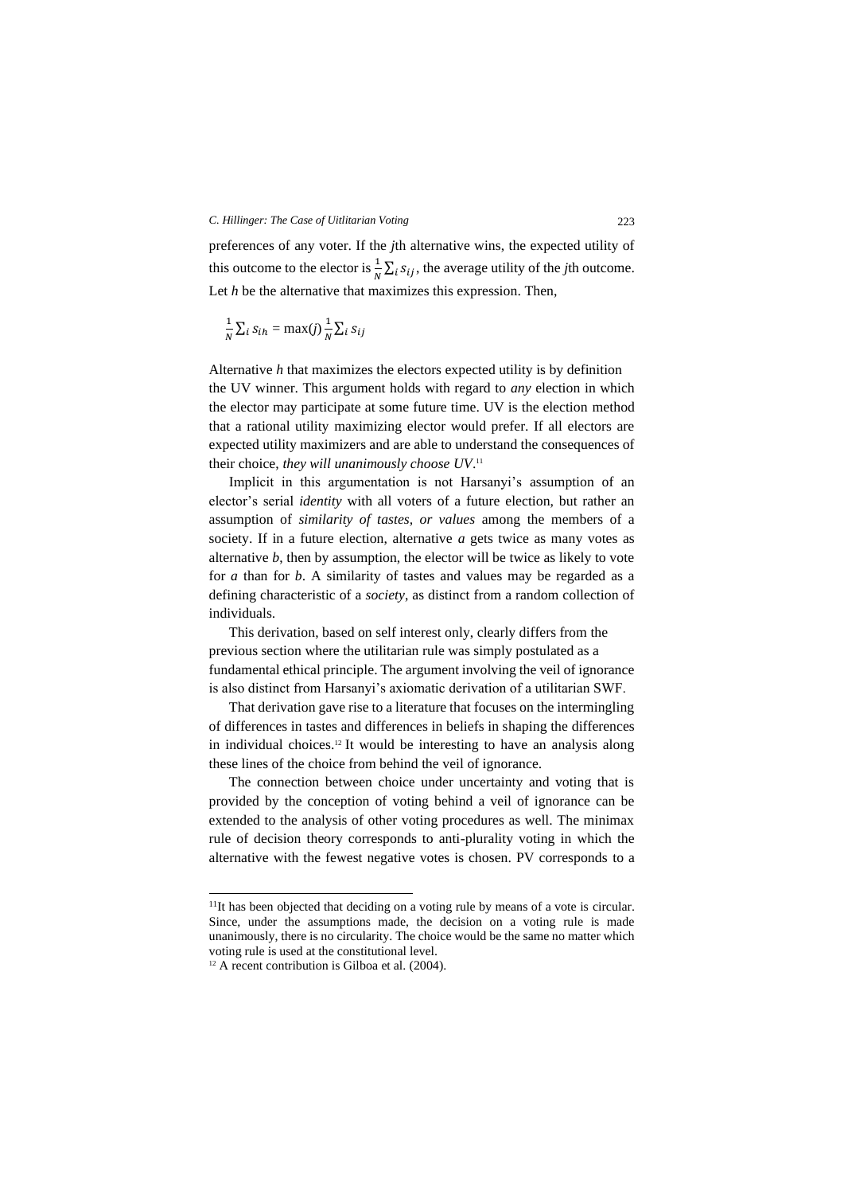preferences of any voter. If the *j*th alternative wins, the expected utility of this outcome to the elector is $\frac{1}{N}\sum_i s_{ij}$, the average utility of the *j*th outcome. Let *h* be the alternative that maximizes this expression. Then,

$$\frac{1}{N}\sum_i s_{ih} = \max(j)\frac{1}{N}\sum_i s_{ij}$$

Alternative *h* that maximizes the electors expected utility is by definition the UV winner. This argument holds with regard to *any* election in which the elector may participate at some future time. UV is the election method that a rational utility maximizing elector would prefer. If all electors are expected utility maximizers and are able to understand the consequences of their choice, *they will unanimously choose UV*.[11]

Implicit in this argumentation is not Harsanyi's assumption of an elector's serial *identity* with all voters of a future election, but rather an assumption of *similarity of tastes, or values* among the members of a society. If in a future election, alternative *a* gets twice as many votes as alternative *b*, then by assumption, the elector will be twice as likely to vote for *a* than for *b*. A similarity of tastes and values may be regarded as a defining characteristic of a *society*, as distinct from a random collection of individuals.

This derivation, based on self interest only, clearly differs from the previous section where the utilitarian rule was simply postulated as a fundamental ethical principle. The argument involving the veil of ignorance is also distinct from Harsanyi's axiomatic derivation of a utilitarian SWF.

That derivation gave rise to a literature that focuses on the intermingling of differences in tastes and differences in beliefs in shaping the differences in individual choices.[12] It would be interesting to have an analysis along these lines of the choice from behind the veil of ignorance.

The connection between choice under uncertainty and voting that is provided by the conception of voting behind a veil of ignorance can be extended to the analysis of other voting procedures as well. The minimax rule of decision theory corresponds to anti-plurality voting in which the alternative with the fewest negative votes is chosen. PV corresponds to a

[11] It has been objected that deciding on a voting rule by means of a vote is circular. Since, under the assumptions made, the decision on a voting rule is made unanimously, there is no circularity. The choice would be the same no matter which voting rule is used at the constitutional level.

[12] A recent contribution is Gilboa et al. (2004).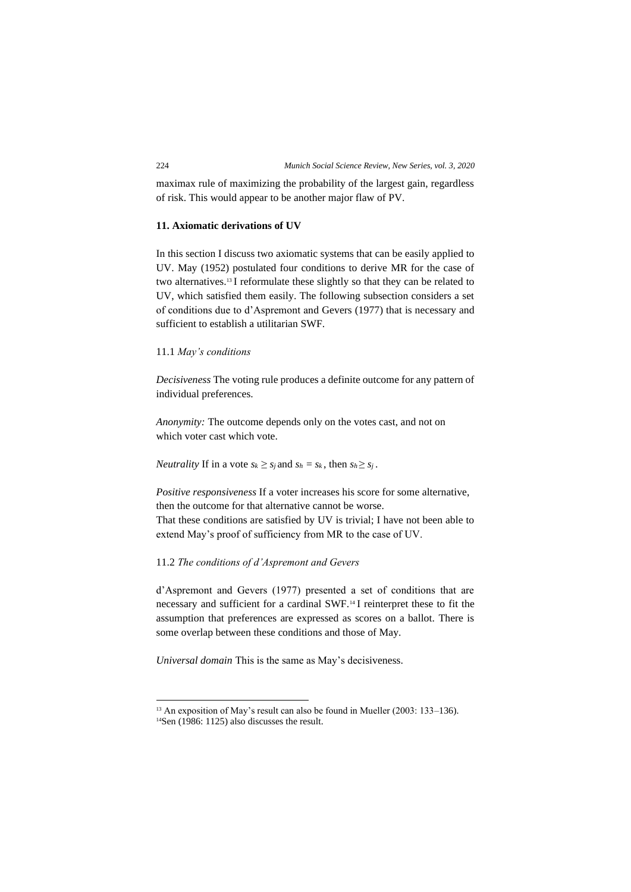maximax rule of maximizing the probability of the largest gain, regardless of risk. This would appear to be another major flaw of PV.

## 11. Axiomatic derivations of UV

In this section I discuss two axiomatic systems that can be easily applied to UV. May (1952) postulated four conditions to derive MR for the case of two alternatives.[13] I reformulate these slightly so that they can be related to UV, which satisfied them easily. The following subsection considers a set of conditions due to d'Aspremont and Gevers (1977) that is necessary and sufficient to establish a utilitarian SWF.

### 11.1 *May's conditions*

*Decisiveness* The voting rule produces a definite outcome for any pattern of individual preferences.

*Anonymity:* The outcome depends only on the votes cast, and not on which voter cast which vote.

*Neutrality* If in a vote $s_k \geq s_j$ and $s_h = s_k$, then $s_h \geq s_j$.

*Positive responsiveness* If a voter increases his score for some alternative, then the outcome for that alternative cannot be worse.
That these conditions are satisfied by UV is trivial; I have not been able to extend May's proof of sufficiency from MR to the case of UV.

### 11.2 *The conditions of d'Aspremont and Gevers*

d'Aspremont and Gevers (1977) presented a set of conditions that are necessary and sufficient for a cardinal SWF.[14] I reinterpret these to fit the assumption that preferences are expressed as scores on a ballot. There is some overlap between these conditions and those of May.

*Universal domain* This is the same as May's decisiveness.

---

[13] An exposition of May's result can also be found in Mueller (2003: 133–136).
[14] Sen (1986: 1125) also discusses the result.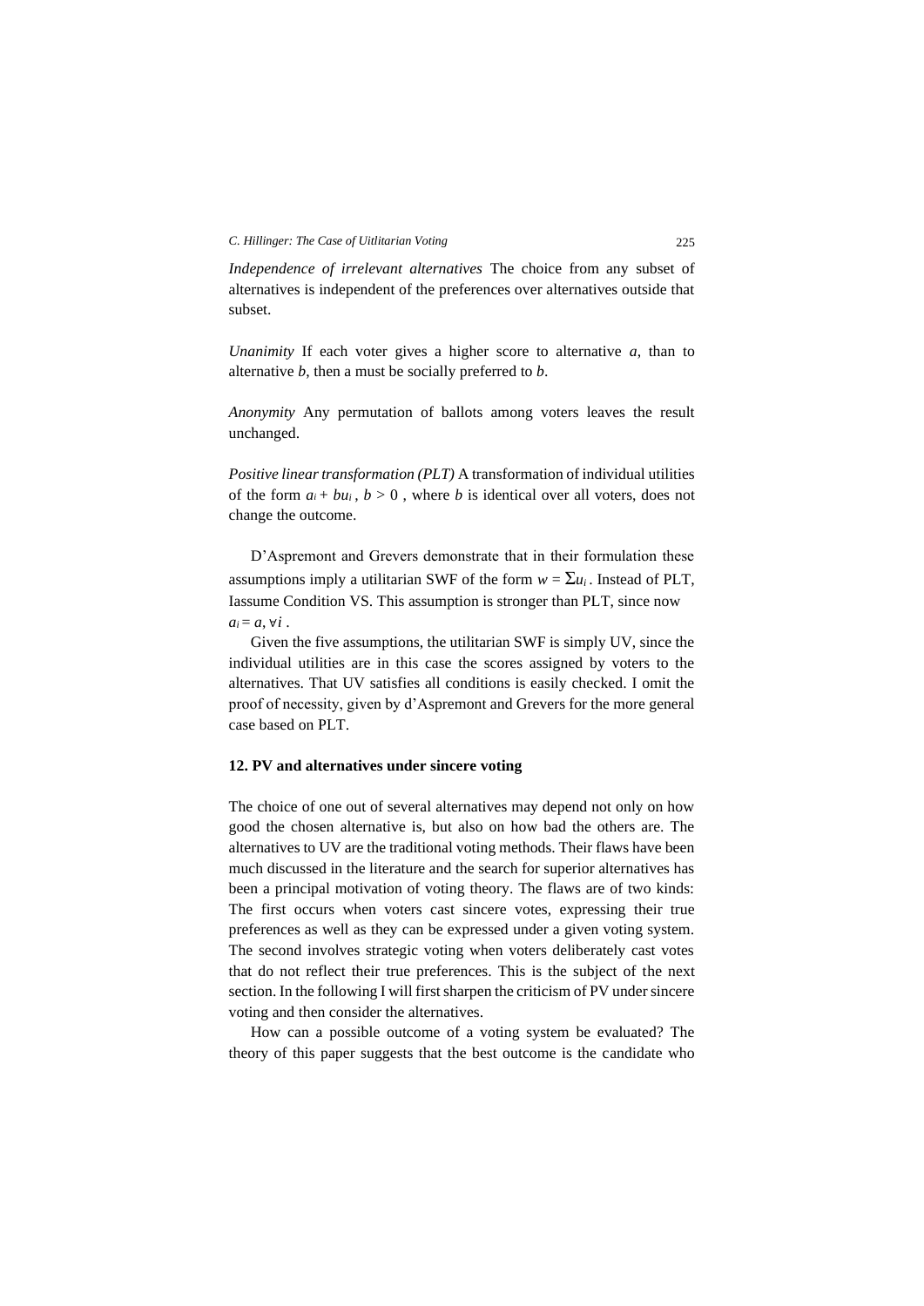*Independence of irrelevant alternatives* The choice from any subset of alternatives is independent of the preferences over alternatives outside that subset.

*Unanimity* If each voter gives a higher score to alternative *a*, than to alternative *b*, then a must be socially preferred to *b*.

*Anonymity* Any permutation of ballots among voters leaves the result unchanged.

*Positive linear transformation (PLT)* A transformation of individual utilities of the form $a_i + bu_i$, $b > 0$ , where *b* is identical over all voters, does not change the outcome.

D'Aspremont and Grevers demonstrate that in their formulation these assumptions imply a utilitarian SWF of the form $w = \Sigma u_i$. Instead of PLT, Iassume Condition VS. This assumption is stronger than PLT, since now $a_i = a, \forall i$ .

Given the five assumptions, the utilitarian SWF is simply UV, since the individual utilities are in this case the scores assigned by voters to the alternatives. That UV satisfies all conditions is easily checked. I omit the proof of necessity, given by d'Aspremont and Grevers for the more general case based on PLT.

### 12. PV and alternatives under sincere voting

The choice of one out of several alternatives may depend not only on how good the chosen alternative is, but also on how bad the others are. The alternatives to UV are the traditional voting methods. Their flaws have been much discussed in the literature and the search for superior alternatives has been a principal motivation of voting theory. The flaws are of two kinds: The first occurs when voters cast sincere votes, expressing their true preferences as well as they can be expressed under a given voting system. The second involves strategic voting when voters deliberately cast votes that do not reflect their true preferences. This is the subject of the next section. In the following I will first sharpen the criticism of PV under sincere voting and then consider the alternatives.

How can a possible outcome of a voting system be evaluated? The theory of this paper suggests that the best outcome is the candidate who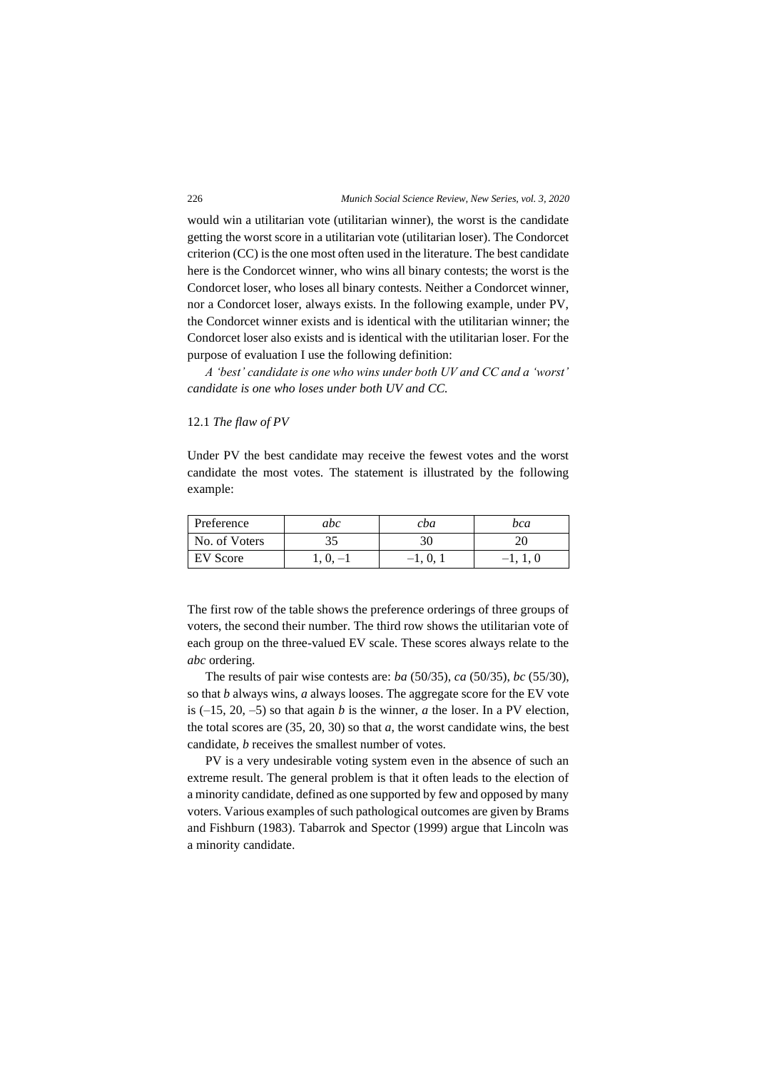would win a utilitarian vote (utilitarian winner), the worst is the candidate getting the worst score in a utilitarian vote (utilitarian loser). The Condorcet criterion (CC) is the one most often used in the literature. The best candidate here is the Condorcet winner, who wins all binary contests; the worst is the Condorcet loser, who loses all binary contests. Neither a Condorcet winner, nor a Condorcet loser, always exists. In the following example, under PV, the Condorcet winner exists and is identical with the utilitarian winner; the Condorcet loser also exists and is identical with the utilitarian loser. For the purpose of evaluation I use the following definition:

*A 'best' candidate is one who wins under both UV and CC and a 'worst' candidate is one who loses under both UV and CC.*

### 12.1 *The flaw of PV*

Under PV the best candidate may receive the fewest votes and the worst candidate the most votes. The statement is illustrated by the following example:

| Preference | *abc* | *cba* | *bca* |
|---|---|---|---|
| No. of Voters | 35 | 30 | 20 |
| EV Score | 1, 0, –1 | –1, 0, 1 | –1, 1, 0 |

The first row of the table shows the preference orderings of three groups of voters, the second their number. The third row shows the utilitarian vote of each group on the three-valued EV scale. These scores always relate to the *abc* ordering.

The results of pair wise contests are: *ba* (50/35), *ca* (50/35), *bc* (55/30), so that *b* always wins, *a* always looses. The aggregate score for the EV vote is (–15, 20, –5) so that again *b* is the winner, *a* the loser. In a PV election, the total scores are (35, 20, 30) so that *a*, the worst candidate wins, the best candidate, *b* receives the smallest number of votes.

PV is a very undesirable voting system even in the absence of such an extreme result. The general problem is that it often leads to the election of a minority candidate, defined as one supported by few and opposed by many voters. Various examples of such pathological outcomes are given by Brams and Fishburn (1983). Tabarrok and Spector (1999) argue that Lincoln was a minority candidate.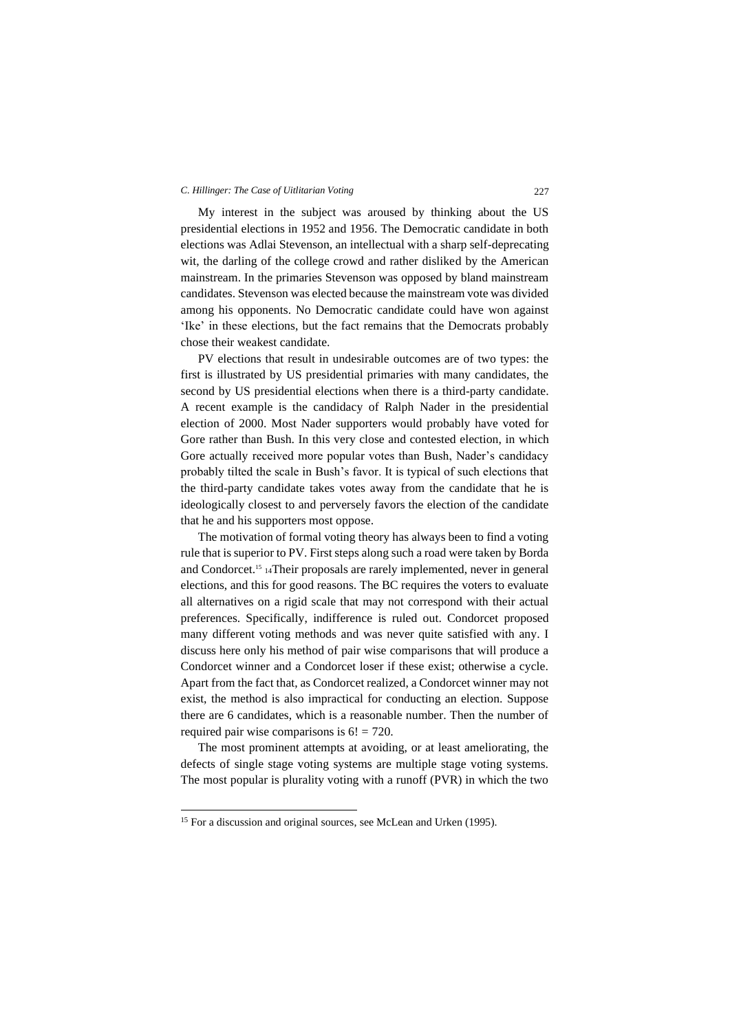My interest in the subject was aroused by thinking about the US presidential elections in 1952 and 1956. The Democratic candidate in both elections was Adlai Stevenson, an intellectual with a sharp self-deprecating wit, the darling of the college crowd and rather disliked by the American mainstream. In the primaries Stevenson was opposed by bland mainstream candidates. Stevenson was elected because the mainstream vote was divided among his opponents. No Democratic candidate could have won against 'Ike' in these elections, but the fact remains that the Democrats probably chose their weakest candidate.

PV elections that result in undesirable outcomes are of two types: the first is illustrated by US presidential primaries with many candidates, the second by US presidential elections when there is a third-party candidate. A recent example is the candidacy of Ralph Nader in the presidential election of 2000. Most Nader supporters would probably have voted for Gore rather than Bush. In this very close and contested election, in which Gore actually received more popular votes than Bush, Nader's candidacy probably tilted the scale in Bush's favor. It is typical of such elections that the third-party candidate takes votes away from the candidate that he is ideologically closest to and perversely favors the election of the candidate that he and his supporters most oppose.

The motivation of formal voting theory has always been to find a voting rule that is superior to PV. First steps along such a road were taken by Borda and Condorcet.[15] [14]Their proposals are rarely implemented, never in general elections, and this for good reasons. The BC requires the voters to evaluate all alternatives on a rigid scale that may not correspond with their actual preferences. Specifically, indifference is ruled out. Condorcet proposed many different voting methods and was never quite satisfied with any. I discuss here only his method of pair wise comparisons that will produce a Condorcet winner and a Condorcet loser if these exist; otherwise a cycle. Apart from the fact that, as Condorcet realized, a Condorcet winner may not exist, the method is also impractical for conducting an election. Suppose there are 6 candidates, which is a reasonable number. Then the number of required pair wise comparisons is $6! = 720$.

The most prominent attempts at avoiding, or at least ameliorating, the defects of single stage voting systems are multiple stage voting systems. The most popular is plurality voting with a runoff (PVR) in which the two

[15] For a discussion and original sources, see McLean and Urken (1995).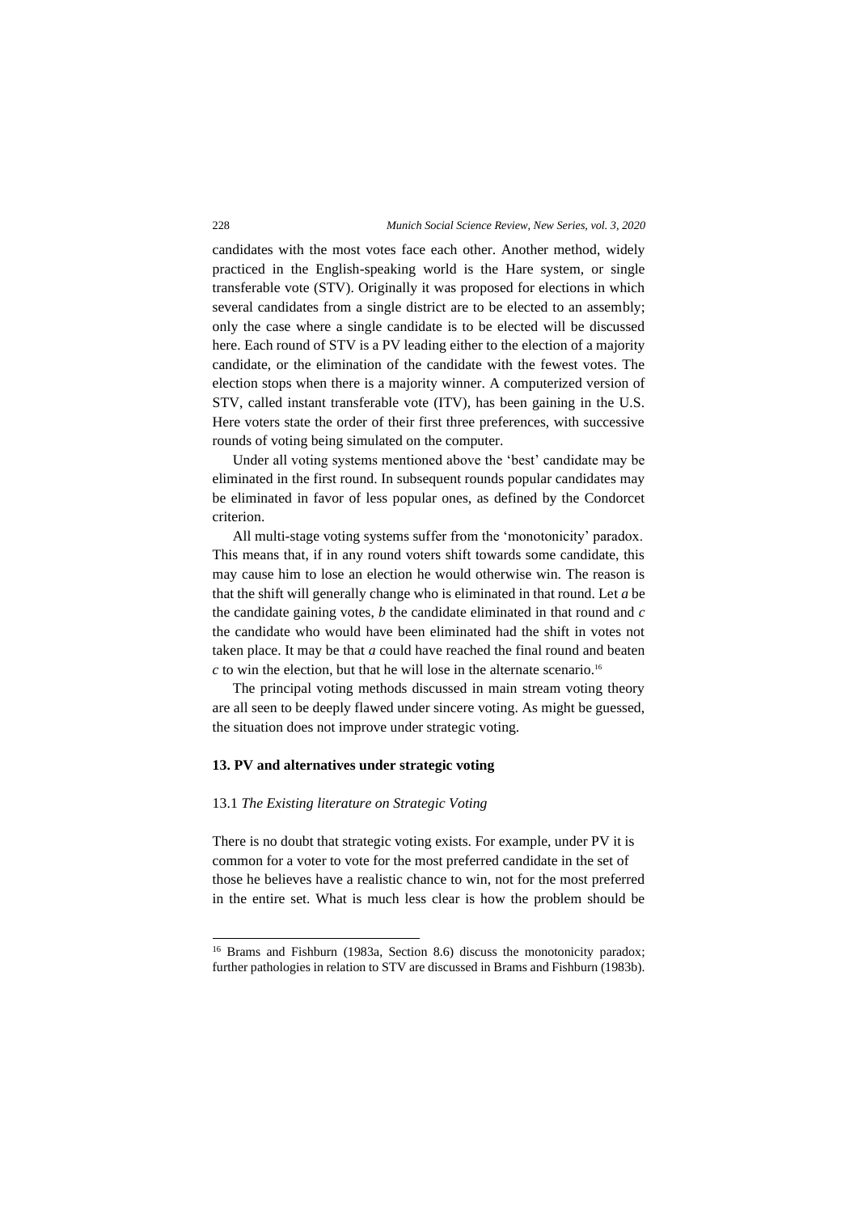candidates with the most votes face each other. Another method, widely practiced in the English-speaking world is the Hare system, or single transferable vote (STV). Originally it was proposed for elections in which several candidates from a single district are to be elected to an assembly; only the case where a single candidate is to be elected will be discussed here. Each round of STV is a PV leading either to the election of a majority candidate, or the elimination of the candidate with the fewest votes. The election stops when there is a majority winner. A computerized version of STV, called instant transferable vote (ITV), has been gaining in the U.S. Here voters state the order of their first three preferences, with successive rounds of voting being simulated on the computer.

Under all voting systems mentioned above the 'best' candidate may be eliminated in the first round. In subsequent rounds popular candidates may be eliminated in favor of less popular ones, as defined by the Condorcet criterion.

All multi-stage voting systems suffer from the 'monotonicity' paradox. This means that, if in any round voters shift towards some candidate, this may cause him to lose an election he would otherwise win. The reason is that the shift will generally change who is eliminated in that round. Let $a$ be the candidate gaining votes, $b$ the candidate eliminated in that round and $c$ the candidate who would have been eliminated had the shift in votes not taken place. It may be that $a$ could have reached the final round and beaten $c$ to win the election, but that he will lose in the alternate scenario.[16]

The principal voting methods discussed in main stream voting theory are all seen to be deeply flawed under sincere voting. As might be guessed, the situation does not improve under strategic voting.

## 13. PV and alternatives under strategic voting

### 13.1 *The Existing literature on Strategic Voting*

There is no doubt that strategic voting exists. For example, under PV it is common for a voter to vote for the most preferred candidate in the set of those he believes have a realistic chance to win, not for the most preferred in the entire set. What is much less clear is how the problem should be

---

[16] Brams and Fishburn (1983a, Section 8.6) discuss the monotonicity paradox; further pathologies in relation to STV are discussed in Brams and Fishburn (1983b).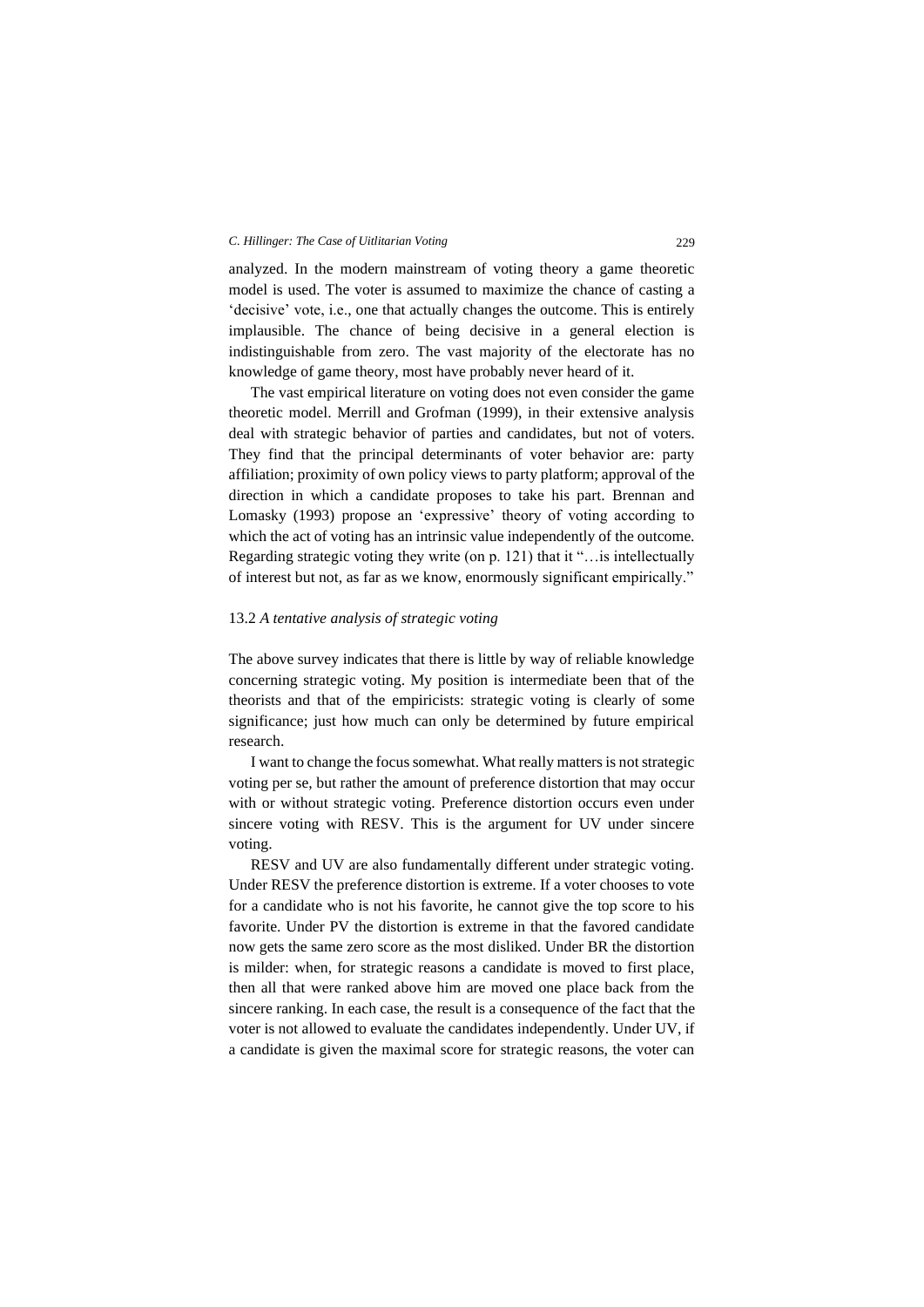analyzed. In the modern mainstream of voting theory a game theoretic model is used. The voter is assumed to maximize the chance of casting a 'decisive' vote, i.e., one that actually changes the outcome. This is entirely implausible. The chance of being decisive in a general election is indistinguishable from zero. The vast majority of the electorate has no knowledge of game theory, most have probably never heard of it.

The vast empirical literature on voting does not even consider the game theoretic model. Merrill and Grofman (1999), in their extensive analysis deal with strategic behavior of parties and candidates, but not of voters. They find that the principal determinants of voter behavior are: party affiliation; proximity of own policy views to party platform; approval of the direction in which a candidate proposes to take his part. Brennan and Lomasky (1993) propose an 'expressive' theory of voting according to which the act of voting has an intrinsic value independently of the outcome. Regarding strategic voting they write (on p. 121) that it "…is intellectually of interest but not, as far as we know, enormously significant empirically."

### 13.2 *A tentative analysis of strategic voting*

The above survey indicates that there is little by way of reliable knowledge concerning strategic voting. My position is intermediate been that of the theorists and that of the empiricists: strategic voting is clearly of some significance; just how much can only be determined by future empirical research.

I want to change the focus somewhat. What really matters is not strategic voting per se, but rather the amount of preference distortion that may occur with or without strategic voting. Preference distortion occurs even under sincere voting with RESV. This is the argument for UV under sincere voting.

RESV and UV are also fundamentally different under strategic voting. Under RESV the preference distortion is extreme. If a voter chooses to vote for a candidate who is not his favorite, he cannot give the top score to his favorite. Under PV the distortion is extreme in that the favored candidate now gets the same zero score as the most disliked. Under BR the distortion is milder: when, for strategic reasons a candidate is moved to first place, then all that were ranked above him are moved one place back from the sincere ranking. In each case, the result is a consequence of the fact that the voter is not allowed to evaluate the candidates independently. Under UV, if a candidate is given the maximal score for strategic reasons, the voter can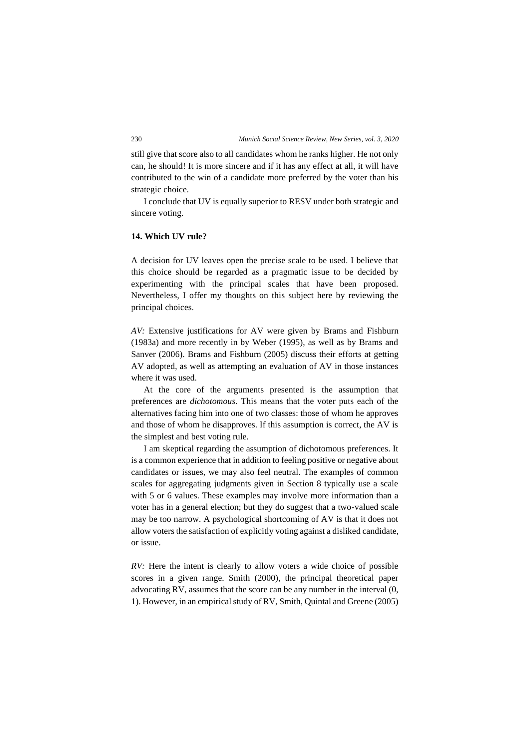still give that score also to all candidates whom he ranks higher. He not only can, he should! It is more sincere and if it has any effect at all, it will have contributed to the win of a candidate more preferred by the voter than his strategic choice.

I conclude that UV is equally superior to RESV under both strategic and sincere voting.

## 14. Which UV rule?

A decision for UV leaves open the precise scale to be used. I believe that this choice should be regarded as a pragmatic issue to be decided by experimenting with the principal scales that have been proposed. Nevertheless, I offer my thoughts on this subject here by reviewing the principal choices.

*AV:* Extensive justifications for AV were given by Brams and Fishburn (1983a) and more recently in by Weber (1995), as well as by Brams and Sanver (2006). Brams and Fishburn (2005) discuss their efforts at getting AV adopted, as well as attempting an evaluation of AV in those instances where it was used.

At the core of the arguments presented is the assumption that preferences are *dichotomous*. This means that the voter puts each of the alternatives facing him into one of two classes: those of whom he approves and those of whom he disapproves. If this assumption is correct, the AV is the simplest and best voting rule.

I am skeptical regarding the assumption of dichotomous preferences. It is a common experience that in addition to feeling positive or negative about candidates or issues, we may also feel neutral. The examples of common scales for aggregating judgments given in Section 8 typically use a scale with 5 or 6 values. These examples may involve more information than a voter has in a general election; but they do suggest that a two-valued scale may be too narrow. A psychological shortcoming of AV is that it does not allow voters the satisfaction of explicitly voting against a disliked candidate, or issue.

*RV:* Here the intent is clearly to allow voters a wide choice of possible scores in a given range. Smith (2000), the principal theoretical paper advocating RV, assumes that the score can be any number in the interval (0, 1). However, in an empirical study of RV, Smith, Quintal and Greene (2005)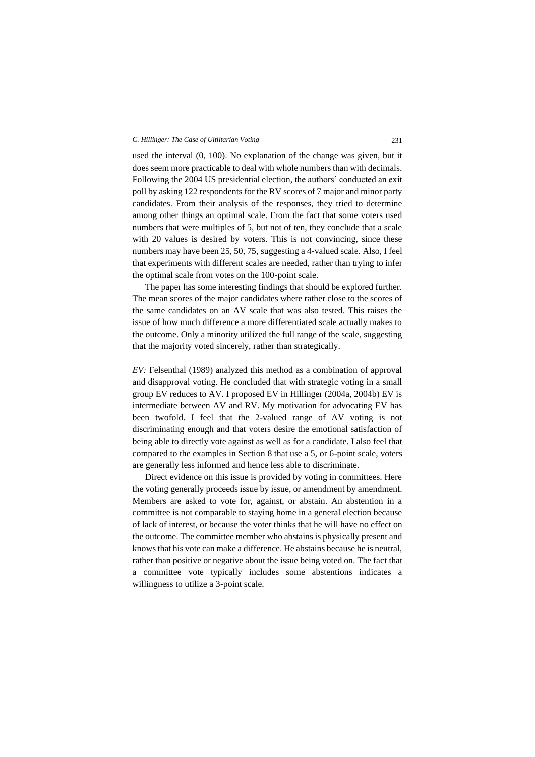used the interval (0, 100). No explanation of the change was given, but it does seem more practicable to deal with whole numbers than with decimals. Following the 2004 US presidential election, the authors' conducted an exit poll by asking 122 respondents for the RV scores of 7 major and minor party candidates. From their analysis of the responses, they tried to determine among other things an optimal scale. From the fact that some voters used numbers that were multiples of 5, but not of ten, they conclude that a scale with 20 values is desired by voters. This is not convincing, since these numbers may have been 25, 50, 75, suggesting a 4-valued scale. Also, I feel that experiments with different scales are needed, rather than trying to infer the optimal scale from votes on the 100-point scale.

The paper has some interesting findings that should be explored further. The mean scores of the major candidates where rather close to the scores of the same candidates on an AV scale that was also tested. This raises the issue of how much difference a more differentiated scale actually makes to the outcome. Only a minority utilized the full range of the scale, suggesting that the majority voted sincerely, rather than strategically.

*EV:* Felsenthal (1989) analyzed this method as a combination of approval and disapproval voting. He concluded that with strategic voting in a small group EV reduces to AV. I proposed EV in Hillinger (2004a, 2004b) EV is intermediate between AV and RV. My motivation for advocating EV has been twofold. I feel that the 2-valued range of AV voting is not discriminating enough and that voters desire the emotional satisfaction of being able to directly vote against as well as for a candidate. I also feel that compared to the examples in Section 8 that use a 5, or 6-point scale, voters are generally less informed and hence less able to discriminate.

Direct evidence on this issue is provided by voting in committees. Here the voting generally proceeds issue by issue, or amendment by amendment. Members are asked to vote for, against, or abstain. An abstention in a committee is not comparable to staying home in a general election because of lack of interest, or because the voter thinks that he will have no effect on the outcome. The committee member who abstains is physically present and knows that his vote can make a difference. He abstains because he is neutral, rather than positive or negative about the issue being voted on. The fact that a committee vote typically includes some abstentions indicates a willingness to utilize a 3-point scale.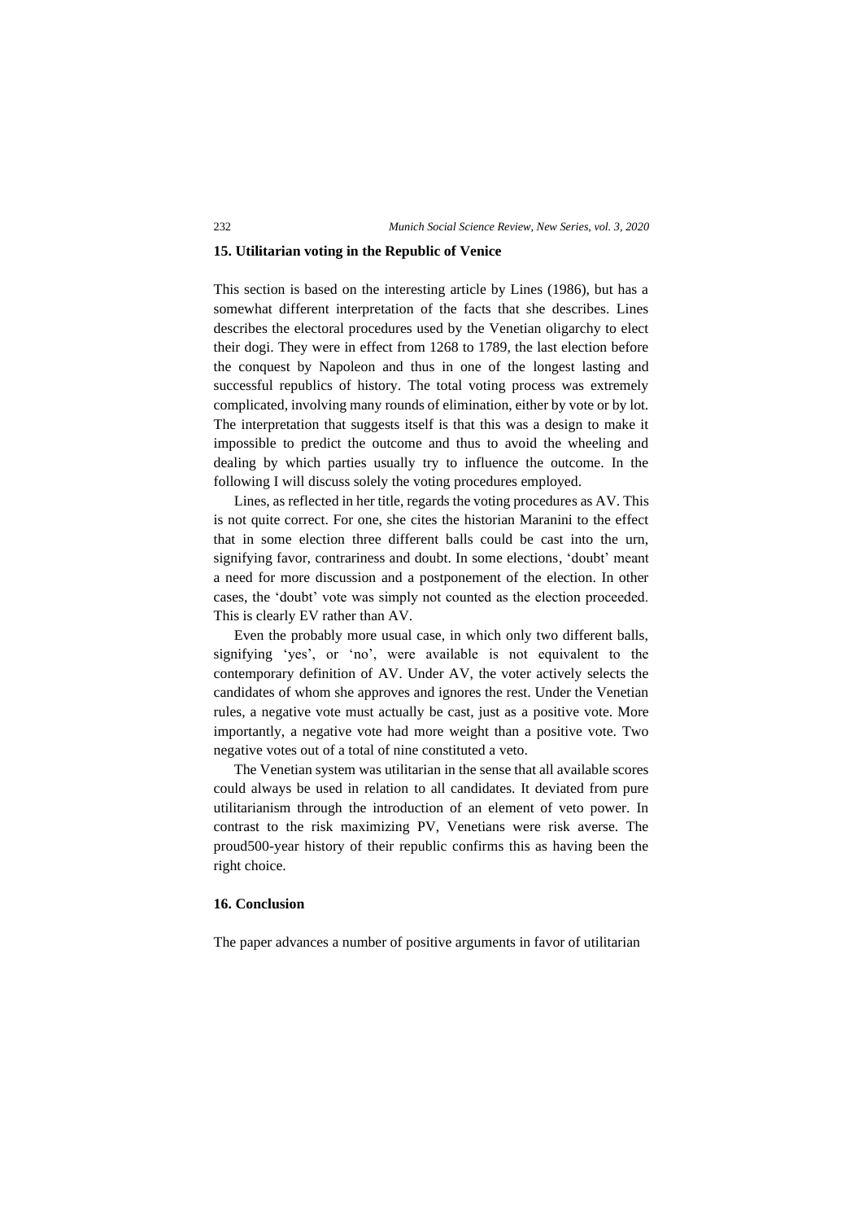## 15. Utilitarian voting in the Republic of Venice

This section is based on the interesting article by Lines (1986), but has a somewhat different interpretation of the facts that she describes. Lines describes the electoral procedures used by the Venetian oligarchy to elect their dogi. They were in effect from 1268 to 1789, the last election before the conquest by Napoleon and thus in one of the longest lasting and successful republics of history. The total voting process was extremely complicated, involving many rounds of elimination, either by vote or by lot. The interpretation that suggests itself is that this was a design to make it impossible to predict the outcome and thus to avoid the wheeling and dealing by which parties usually try to influence the outcome. In the following I will discuss solely the voting procedures employed.

Lines, as reflected in her title, regards the voting procedures as AV. This is not quite correct. For one, she cites the historian Maranini to the effect that in some election three different balls could be cast into the urn, signifying favor, contrariness and doubt. In some elections, 'doubt' meant a need for more discussion and a postponement of the election. In other cases, the 'doubt' vote was simply not counted as the election proceeded. This is clearly EV rather than AV.

Even the probably more usual case, in which only two different balls, signifying 'yes', or 'no', were available is not equivalent to the contemporary definition of AV. Under AV, the voter actively selects the candidates of whom she approves and ignores the rest. Under the Venetian rules, a negative vote must actually be cast, just as a positive vote. More importantly, a negative vote had more weight than a positive vote. Two negative votes out of a total of nine constituted a veto.

The Venetian system was utilitarian in the sense that all available scores could always be used in relation to all candidates. It deviated from pure utilitarianism through the introduction of an element of veto power. In contrast to the risk maximizing PV, Venetians were risk averse. The proud500-year history of their republic confirms this as having been the right choice.

## 16. Conclusion

The paper advances a number of positive arguments in favor of utilitarian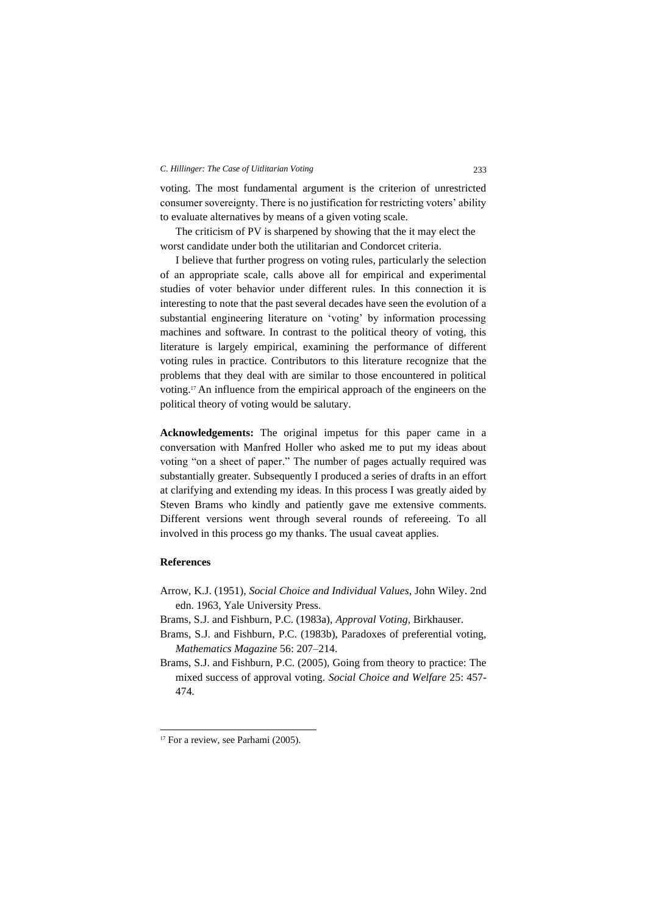voting. The most fundamental argument is the criterion of unrestricted consumer sovereignty. There is no justification for restricting voters' ability to evaluate alternatives by means of a given voting scale.

The criticism of PV is sharpened by showing that the it may elect the worst candidate under both the utilitarian and Condorcet criteria.

I believe that further progress on voting rules, particularly the selection of an appropriate scale, calls above all for empirical and experimental studies of voter behavior under different rules. In this connection it is interesting to note that the past several decades have seen the evolution of a substantial engineering literature on 'voting' by information processing machines and software. In contrast to the political theory of voting, this literature is largely empirical, examining the performance of different voting rules in practice. Contributors to this literature recognize that the problems that they deal with are similar to those encountered in political voting.[17] An influence from the empirical approach of the engineers on the political theory of voting would be salutary.

**Acknowledgements:** The original impetus for this paper came in a conversation with Manfred Holler who asked me to put my ideas about voting "on a sheet of paper." The number of pages actually required was substantially greater. Subsequently I produced a series of drafts in an effort at clarifying and extending my ideas. In this process I was greatly aided by Steven Brams who kindly and patiently gave me extensive comments. Different versions went through several rounds of refereeing. To all involved in this process go my thanks. The usual caveat applies.

## References

Arrow, K.J. (1951), *Social Choice and Individual Values*, John Wiley. 2nd edn. 1963, Yale University Press.

Brams, S.J. and Fishburn, P.C. (1983a), *Approval Voting*, Birkhauser.

Brams, S.J. and Fishburn, P.C. (1983b), Paradoxes of preferential voting, *Mathematics Magazine* 56: 207–214.

Brams, S.J. and Fishburn, P.C. (2005), Going from theory to practice: The mixed success of approval voting. *Social Choice and Welfare* 25: 457-474.

[17] For a review, see Parhami (2005).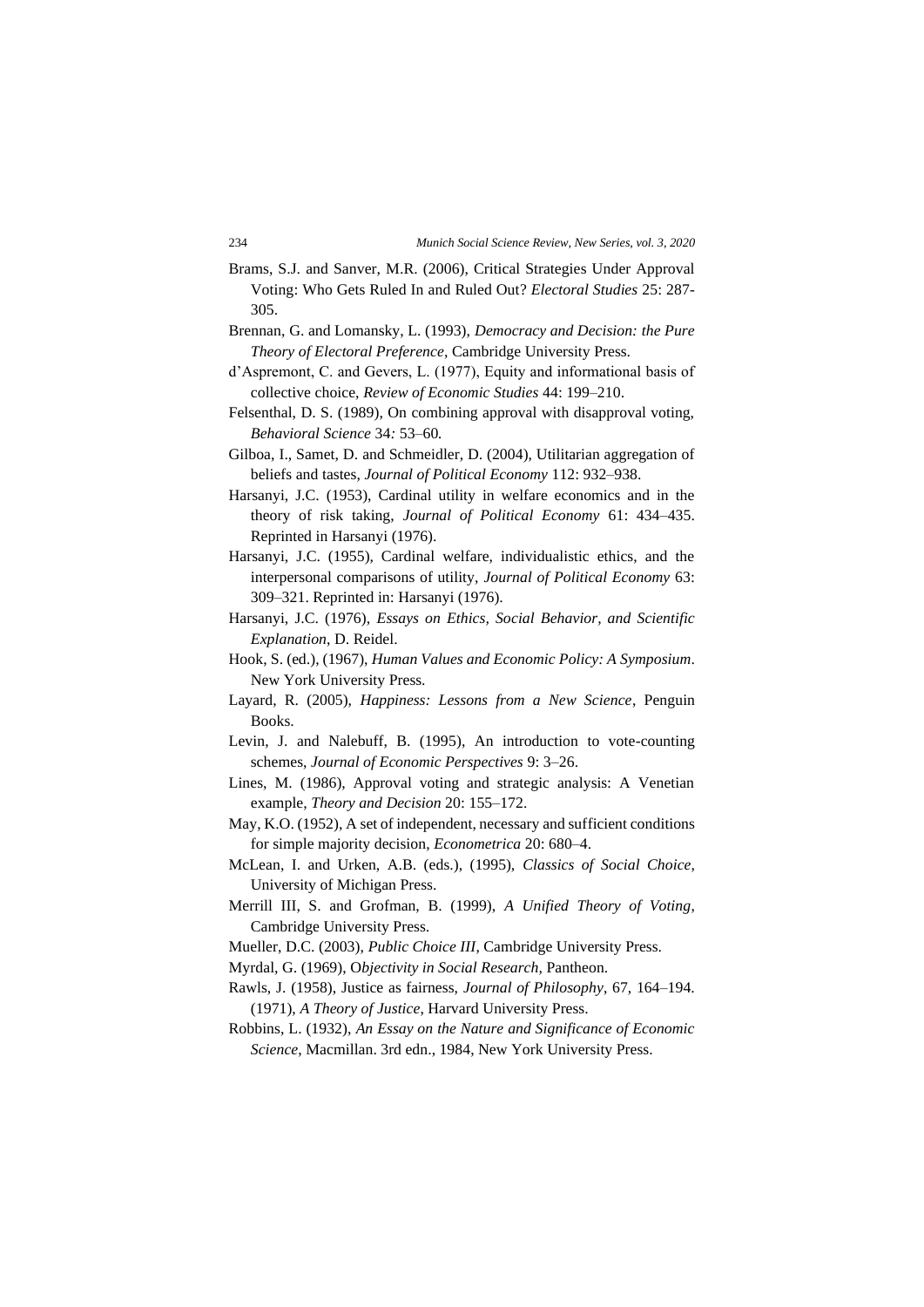Brams, S.J. and Sanver, M.R. (2006), Critical Strategies Under Approval Voting: Who Gets Ruled In and Ruled Out? *Electoral Studies* 25: 287-305.

Brennan, G. and Lomansky, L. (1993), *Democracy and Decision: the Pure Theory of Electoral Preference*, Cambridge University Press.

d'Aspremont, C. and Gevers, L. (1977), Equity and informational basis of collective choice, *Review of Economic Studies* 44: 199–210.

Felsenthal, D. S. (1989), On combining approval with disapproval voting, *Behavioral Science* 34*:* 53–60*.*

Gilboa, I., Samet, D. and Schmeidler, D. (2004), Utilitarian aggregation of beliefs and tastes, *Journal of Political Economy* 112: 932–938.

Harsanyi, J.C. (1953), Cardinal utility in welfare economics and in the theory of risk taking, *Journal of Political Economy* 61: 434–435. Reprinted in Harsanyi (1976).

Harsanyi, J.C. (1955), Cardinal welfare, individualistic ethics, and the interpersonal comparisons of utility, *Journal of Political Economy* 63: 309–321. Reprinted in: Harsanyi (1976).

Harsanyi, J.C. (1976), *Essays on Ethics, Social Behavior, and Scientific Explanation*, D. Reidel.

Hook, S. (ed.), (1967), *Human Values and Economic Policy: A Symposium*. New York University Press.

Layard, R. (2005), *Happiness: Lessons from a New Science*, Penguin Books.

Levin, J. and Nalebuff, B. (1995), An introduction to vote-counting schemes, *Journal of Economic Perspectives* 9: 3–26.

Lines, M. (1986), Approval voting and strategic analysis: A Venetian example, *Theory and Decision* 20: 155–172.

May, K.O. (1952), A set of independent, necessary and sufficient conditions for simple majority decision, *Econometrica* 20: 680–4.

McLean, I. and Urken, A.B. (eds.), (1995), *Classics of Social Choice*, University of Michigan Press.

Merrill III, S. and Grofman, B. (1999), *A Unified Theory of Voting*, Cambridge University Press.

Mueller, D.C. (2003), *Public Choice III*, Cambridge University Press.

Myrdal, G. (1969), O*bjectivity in Social Research,* Pantheon.

Rawls, J. (1958), Justice as fairness, *Journal of Philosophy*, 67, 164–194. (1971), *A Theory of Justice*, Harvard University Press.

Robbins, L. (1932), *An Essay on the Nature and Significance of Economic Science*, Macmillan. 3rd edn., 1984, New York University Press.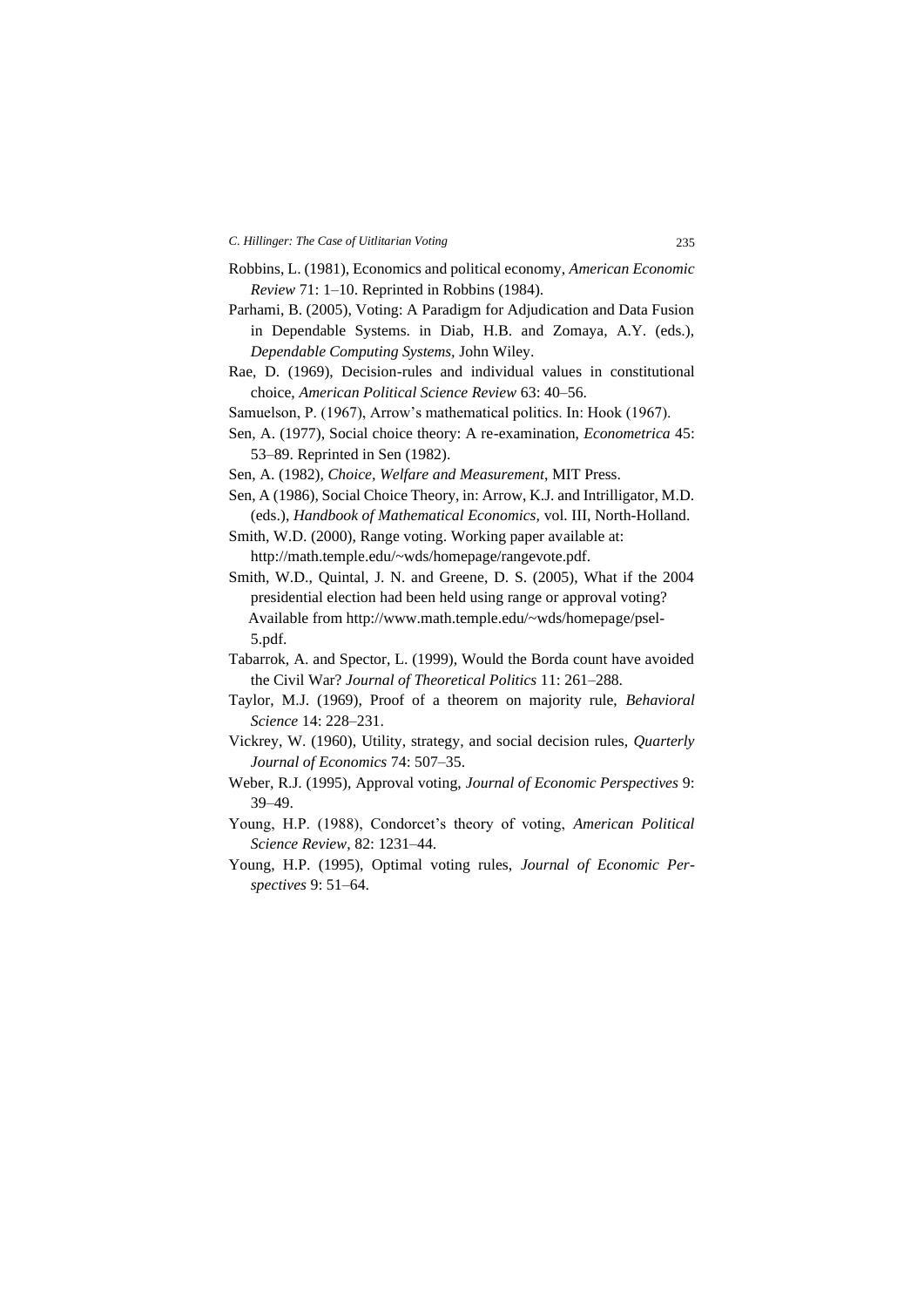Robbins, L. (1981), Economics and political economy, *American Economic Review* 71: 1–10. Reprinted in Robbins (1984).

Parhami, B. (2005), Voting: A Paradigm for Adjudication and Data Fusion in Dependable Systems. in Diab, H.B. and Zomaya, A.Y. (eds.), *Dependable Computing Systems*, John Wiley.

Rae, D. (1969), Decision-rules and individual values in constitutional choice, *American Political Science Review* 63: 40–56.

Samuelson, P. (1967), Arrow's mathematical politics. In: Hook (1967).

Sen, A. (1977), Social choice theory: A re-examination, *Econometrica* 45: 53–89. Reprinted in Sen (1982).

Sen, A. (1982), *Choice, Welfare and Measurement*, MIT Press.

Sen, A (1986), Social Choice Theory, in: Arrow, K.J. and Intrilligator, M.D. (eds.), *Handbook of Mathematical Economics*, vol. III, North-Holland.

Smith, W.D. (2000), Range voting. Working paper available at: http://math.temple.edu/~wds/homepage/rangevote.pdf.

Smith, W.D., Quintal, J. N. and Greene, D. S. (2005), What if the 2004 presidential election had been held using range or approval voting? Available from http://www.math.temple.edu/~wds/homepage/psel-5.pdf.

Tabarrok, A. and Spector, L. (1999), Would the Borda count have avoided the Civil War? *Journal of Theoretical Politics* 11: 261–288.

Taylor, M.J. (1969), Proof of a theorem on majority rule, *Behavioral Science* 14: 228–231.

Vickrey, W. (1960), Utility, strategy, and social decision rules, *Quarterly Journal of Economics* 74: 507–35.

Weber, R.J. (1995), Approval voting, *Journal of Economic Perspectives* 9: 39–49.

Young, H.P. (1988), Condorcet's theory of voting, *American Political Science Review*, 82: 1231–44.

Young, H.P. (1995), Optimal voting rules, *Journal of Economic Perspectives* 9: 51–64.